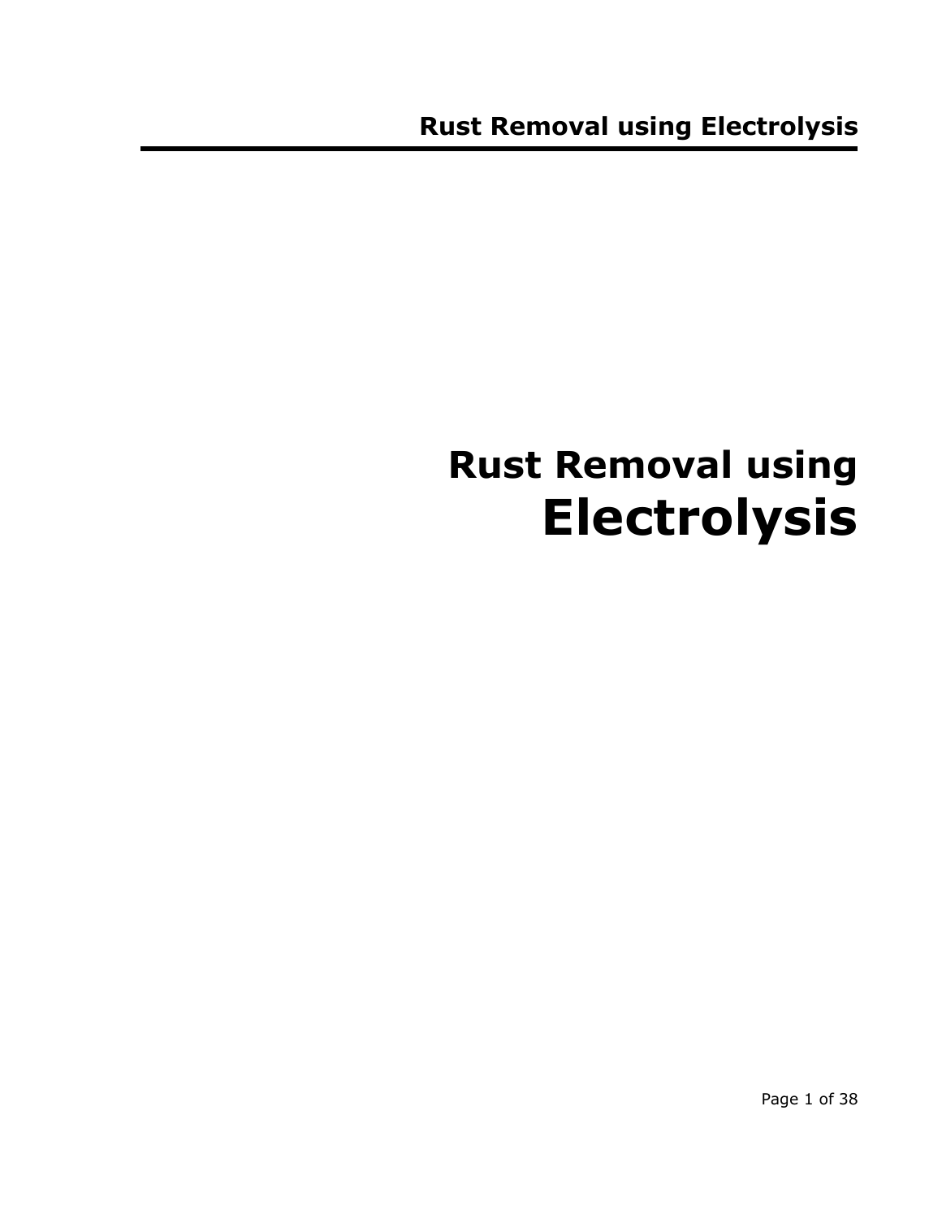# Rust Removal using Electrolysis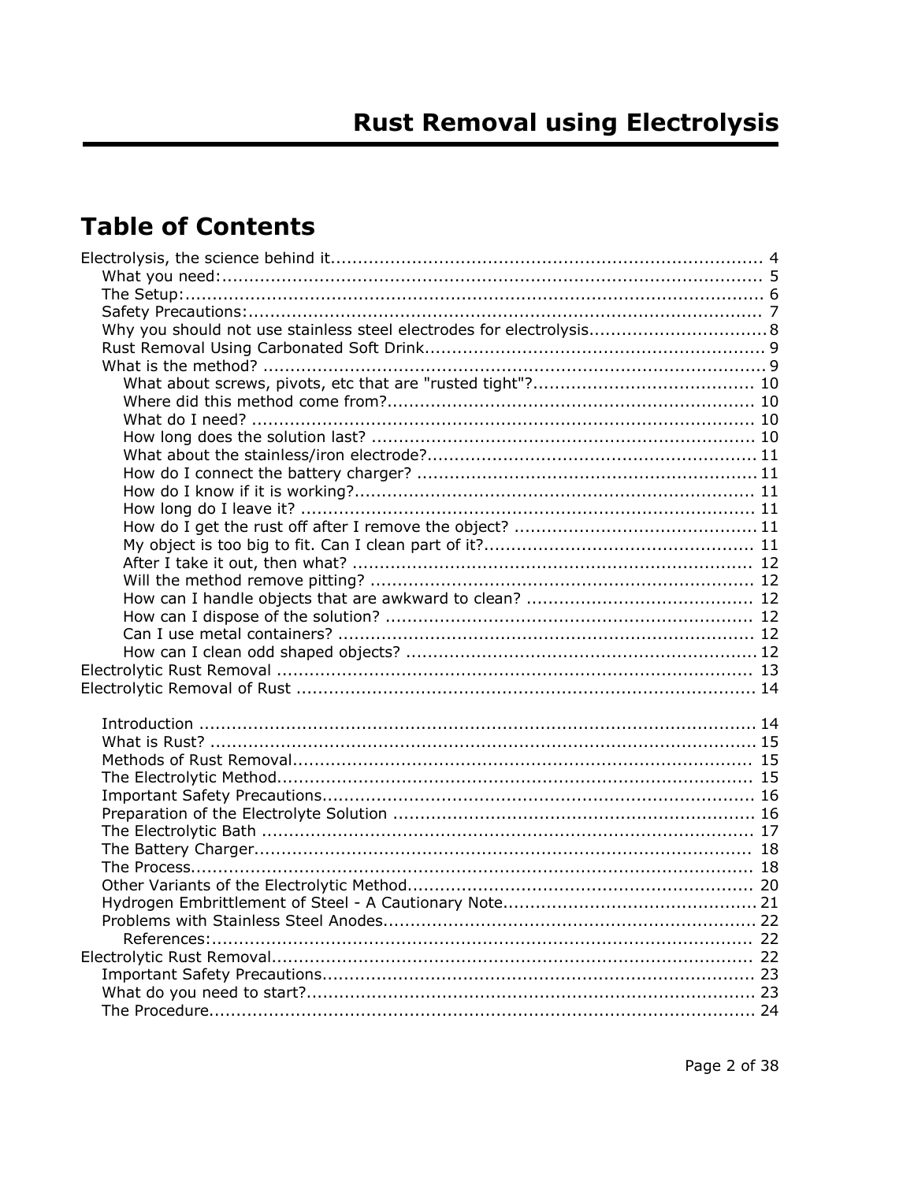# Rust Removal using Electrolysis

## Table of Contents

Electrolysis, the science behind it............................................................................... 4
- What you need:................................................................................................... 5
- The Setup:.......................................................................................................... 6
- Safety Precautions:............................................................................................. 7
- Why you should not use stainless steel electrodes for electrolysis................................. 8
- Rust Removal Using Carbonated Soft Drink.............................................................. 9
- What is the method? ........................................................................................... 9
  - What about screws, pivots, etc that are "rusted tight"?......................................... 10
  - Where did this method come from?................................................................... 10
  - What do I need? ............................................................................................ 10
  - How long does the solution last? ...................................................................... 10
  - What about the stainless/iron electrode?............................................................ 11
  - How do I connect the battery charger? .............................................................. 11
  - How do I know if it is working?......................................................................... 11
  - How long do I leave it? .................................................................................. 11
  - How do I get the rust off after I remove the object? ............................................ 11
  - My object is too big to fit. Can I clean part of it?................................................. 11
  - After I take it out, then what? ......................................................................... 12
  - Will the method remove pitting? ...................................................................... 12
  - How can I handle objects that are awkward to clean? ......................................... 12
  - How can I dispose of the solution? ................................................................... 12
  - Can I use metal containers? ............................................................................ 12
  - How can I clean odd shaped objects? ................................................................ 12

Electrolytic Rust Removal ........................................................................................ 13

Electrolytic Removal of Rust ..................................................................................... 14
- Introduction ...................................................................................................... 14
- What is Rust? .................................................................................................... 15
- Methods of Rust Removal.................................................................................... 15
- The Electrolytic Method....................................................................................... 15
- Important Safety Precautions............................................................................... 16
- Preparation of the Electrolyte Solution .................................................................. 16
- The Electrolytic Bath .......................................................................................... 17
- The Battery Charger............................................................................................ 18
- The Process....................................................................................................... 18
- Other Variants of the Electrolytic Method............................................................... 20
- Hydrogen Embrittlement of Steel - A Cautionary Note.............................................. 21
- Problems with Stainless Steel Anodes.................................................................... 22
  - References:.................................................................................................... 22

Electrolytic Rust Removal......................................................................................... 22
- Important Safety Precautions................................................................................ 23
- What do you need to start?.................................................................................. 23
- The Procedure..................................................................................................... 24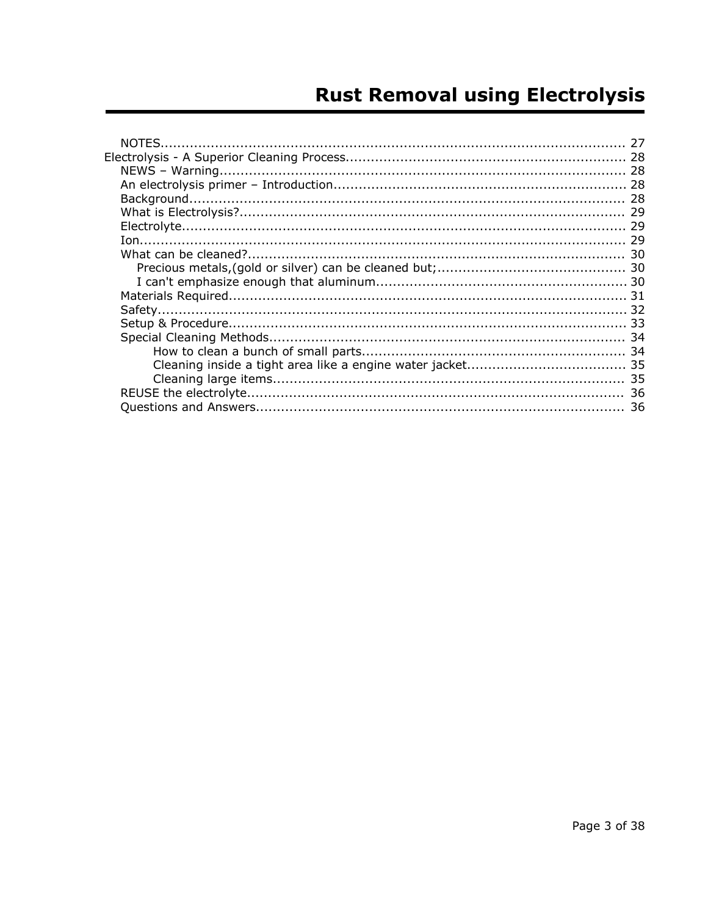NOTES ........................................................................................................ 27
Electrolysis - A Superior Cleaning Process ........................................................... 28
NEWS – Warning ............................................................................................. 28
An electrolysis primer – Introduction ................................................................. 28
Background ..................................................................................................... 28
What is Electrolysis? ......................................................................................... 29
Electrolyte ....................................................................................................... 29
Ion .................................................................................................................. 29
What can be cleaned? ....................................................................................... 30
Precious metals,(gold or silver) can be cleaned but; ........................................... 30
I can't emphasize enough that aluminum ........................................................... 30
Materials Required ............................................................................................ 31
Safety .............................................................................................................. 32
Setup & Procedure ............................................................................................ 33
Special Cleaning Methods .................................................................................. 34
How to clean a bunch of small parts ................................................................... 34
Cleaning inside a tight area like a engine water jacket ......................................... 35
Cleaning large items .......................................................................................... 35
REUSE the electrolyte ........................................................................................ 36
Questions and Answers ...................................................................................... 36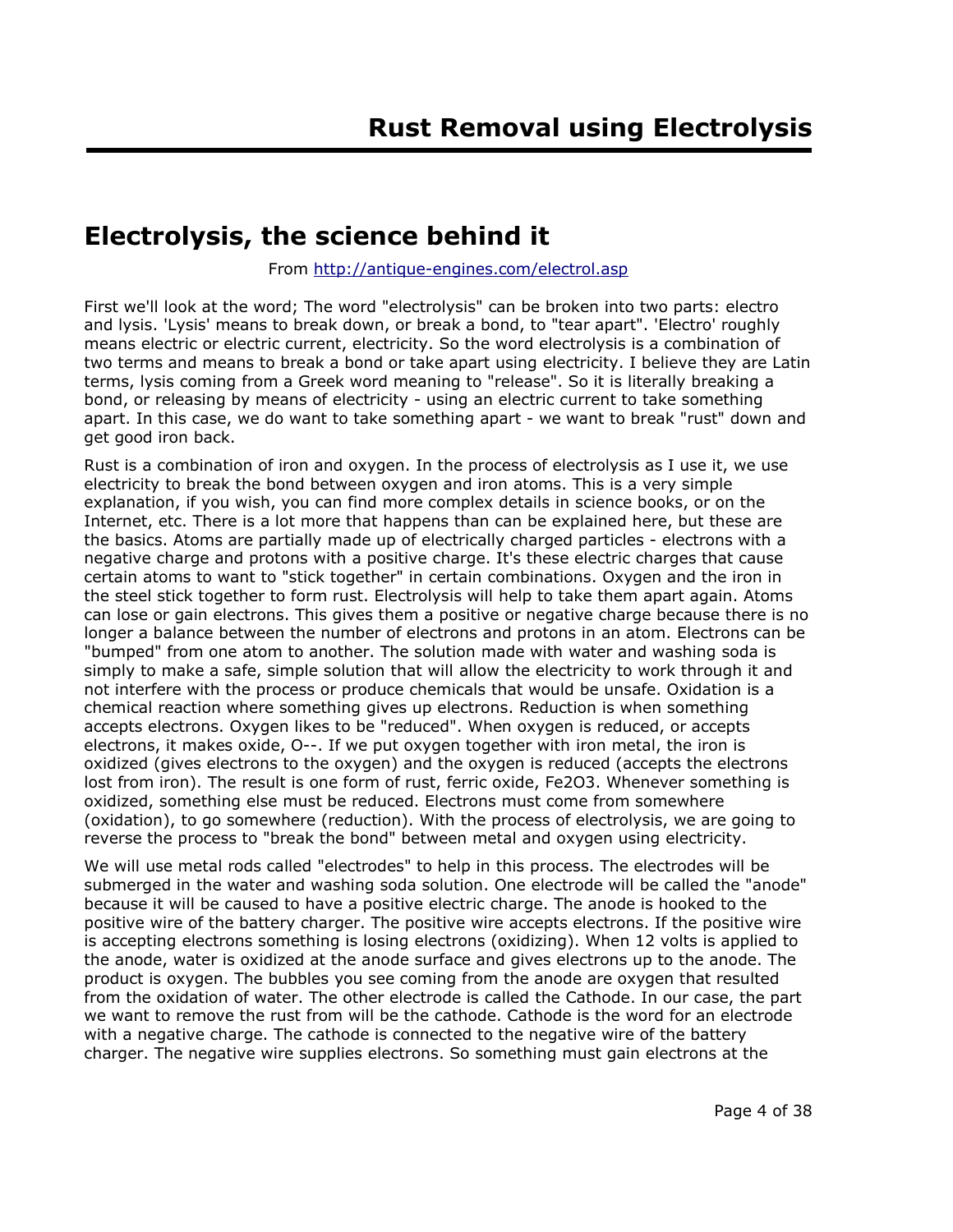# Rust Removal using Electrolysis

## Electrolysis, the science behind it

From http://antique-engines.com/electrol.asp

First we'll look at the word; The word "electrolysis" can be broken into two parts: electro and lysis. 'Lysis' means to break down, or break a bond, to "tear apart". 'Electro' roughly means electric or electric current, electricity. So the word electrolysis is a combination of two terms and means to break a bond or take apart using electricity. I believe they are Latin terms, lysis coming from a Greek word meaning to "release". So it is literally breaking a bond, or releasing by means of electricity - using an electric current to take something apart. In this case, we do want to take something apart - we want to break "rust" down and get good iron back.

Rust is a combination of iron and oxygen. In the process of electrolysis as I use it, we use electricity to break the bond between oxygen and iron atoms. This is a very simple explanation, if you wish, you can find more complex details in science books, or on the Internet, etc. There is a lot more that happens than can be explained here, but these are the basics. Atoms are partially made up of electrically charged particles - electrons with a negative charge and protons with a positive charge. It's these electric charges that cause certain atoms to want to "stick together" in certain combinations. Oxygen and the iron in the steel stick together to form rust. Electrolysis will help to take them apart again. Atoms can lose or gain electrons. This gives them a positive or negative charge because there is no longer a balance between the number of electrons and protons in an atom. Electrons can be "bumped" from one atom to another. The solution made with water and washing soda is simply to make a safe, simple solution that will allow the electricity to work through it and not interfere with the process or produce chemicals that would be unsafe. Oxidation is a chemical reaction where something gives up electrons. Reduction is when something accepts electrons. Oxygen likes to be "reduced". When oxygen is reduced, or accepts electrons, it makes oxide, $O^{--}$. If we put oxygen together with iron metal, the iron is oxidized (gives electrons to the oxygen) and the oxygen is reduced (accepts the electrons lost from iron). The result is one form of rust, ferric oxide, $Fe_2O_3$. Whenever something is oxidized, something else must be reduced. Electrons must come from somewhere (oxidation), to go somewhere (reduction). With the process of electrolysis, we are going to reverse the process to "break the bond" between metal and oxygen using electricity.

We will use metal rods called "electrodes" to help in this process. The electrodes will be submerged in the water and washing soda solution. One electrode will be called the "anode" because it will be caused to have a positive electric charge. The anode is hooked to the positive wire of the battery charger. The positive wire accepts electrons. If the positive wire is accepting electrons something is losing electrons (oxidizing). When 12 volts is applied to the anode, water is oxidized at the anode surface and gives electrons up to the anode. The product is oxygen. The bubbles you see coming from the anode are oxygen that resulted from the oxidation of water. The other electrode is called the Cathode. In our case, the part we want to remove the rust from will be the cathode. Cathode is the word for an electrode with a negative charge. The cathode is connected to the negative wire of the battery charger. The negative wire supplies electrons. So something must gain electrons at the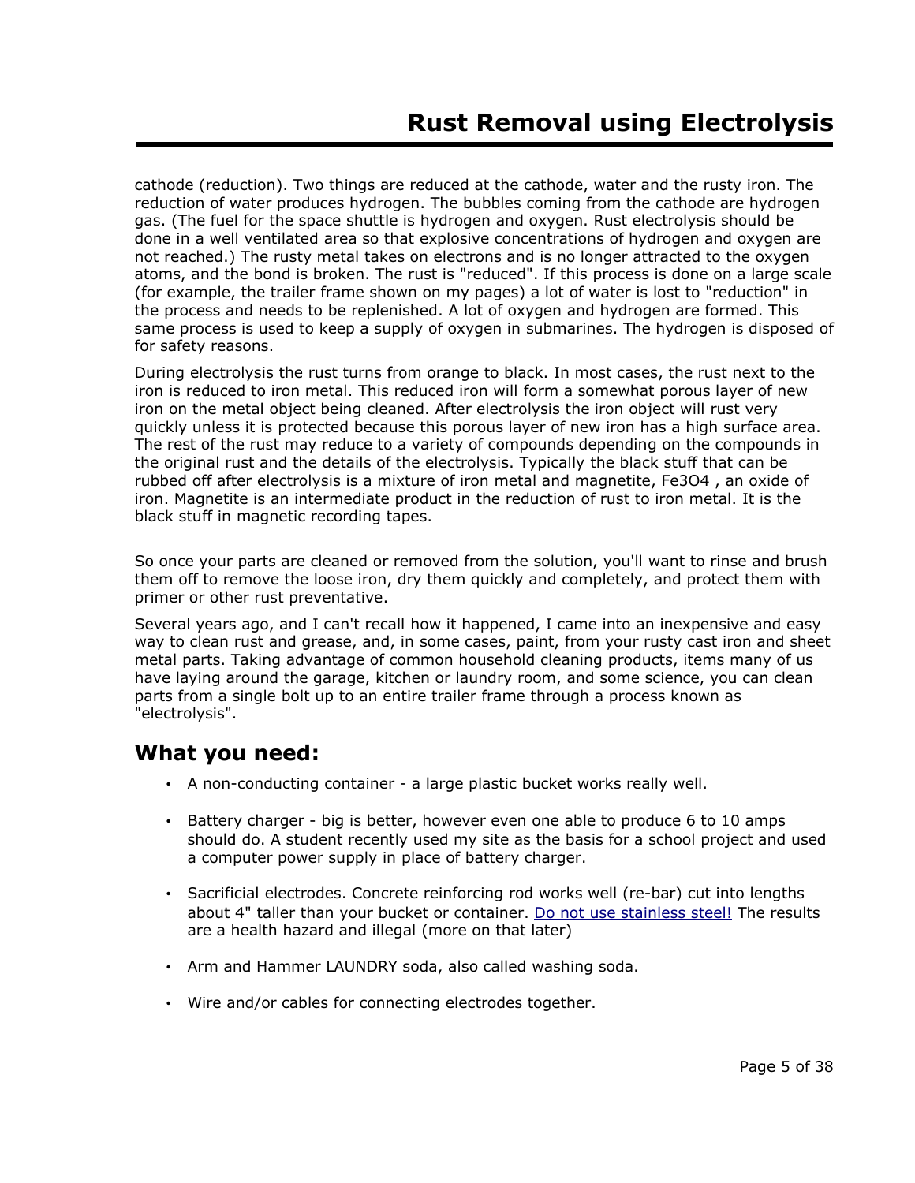cathode (reduction). Two things are reduced at the cathode, water and the rusty iron. The reduction of water produces hydrogen. The bubbles coming from the cathode are hydrogen gas. (The fuel for the space shuttle is hydrogen and oxygen. Rust electrolysis should be done in a well ventilated area so that explosive concentrations of hydrogen and oxygen are not reached.) The rusty metal takes on electrons and is no longer attracted to the oxygen atoms, and the bond is broken. The rust is "reduced". If this process is done on a large scale (for example, the trailer frame shown on my pages) a lot of water is lost to "reduction" in the process and needs to be replenished. A lot of oxygen and hydrogen are formed. This same process is used to keep a supply of oxygen in submarines. The hydrogen is disposed of for safety reasons.

During electrolysis the rust turns from orange to black. In most cases, the rust next to the iron is reduced to iron metal. This reduced iron will form a somewhat porous layer of new iron on the metal object being cleaned. After electrolysis the iron object will rust very quickly unless it is protected because this porous layer of new iron has a high surface area. The rest of the rust may reduce to a variety of compounds depending on the compounds in the original rust and the details of the electrolysis. Typically the black stuff that can be rubbed off after electrolysis is a mixture of iron metal and magnetite, $Fe_3O_4$ , an oxide of iron. Magnetite is an intermediate product in the reduction of rust to iron metal. It is the black stuff in magnetic recording tapes.

So once your parts are cleaned or removed from the solution, you'll want to rinse and brush them off to remove the loose iron, dry them quickly and completely, and protect them with primer or other rust preventative.

Several years ago, and I can't recall how it happened, I came into an inexpensive and easy way to clean rust and grease, and, in some cases, paint, from your rusty cast iron and sheet metal parts. Taking advantage of common household cleaning products, items many of us have laying around the garage, kitchen or laundry room, and some science, you can clean parts from a single bolt up to an entire trailer frame through a process known as "electrolysis".

## What you need:

- A non-conducting container - a large plastic bucket works really well.
- Battery charger - big is better, however even one able to produce 6 to 10 amps should do. A student recently used my site as the basis for a school project and used a computer power supply in place of battery charger.
- Sacrificial electrodes. Concrete reinforcing rod works well (re-bar) cut into lengths about 4" taller than your bucket or container. Do not use stainless steel! The results are a health hazard and illegal (more on that later)
- Arm and Hammer LAUNDRY soda, also called washing soda.
- Wire and/or cables for connecting electrodes together.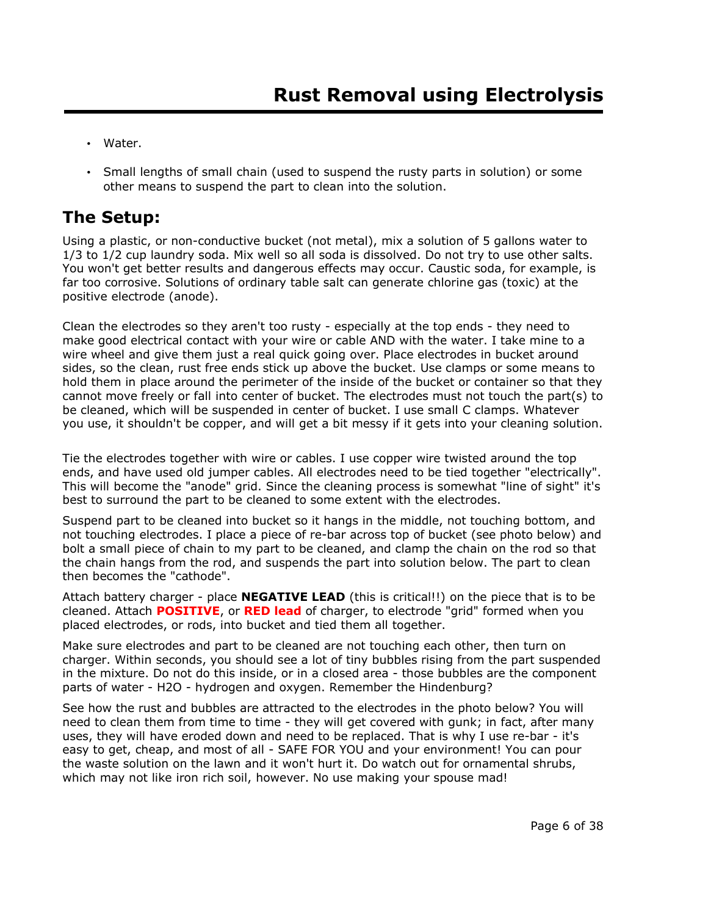- Water.
- Small lengths of small chain (used to suspend the rusty parts in solution) or some other means to suspend the part to clean into the solution.

## The Setup:

Using a plastic, or non-conductive bucket (not metal), mix a solution of 5 gallons water to 1/3 to 1/2 cup laundry soda. Mix well so all soda is dissolved. Do not try to use other salts. You won't get better results and dangerous effects may occur. Caustic soda, for example, is far too corrosive. Solutions of ordinary table salt can generate chlorine gas (toxic) at the positive electrode (anode).

Clean the electrodes so they aren't too rusty - especially at the top ends - they need to make good electrical contact with your wire or cable AND with the water. I take mine to a wire wheel and give them just a real quick going over. Place electrodes in bucket around sides, so the clean, rust free ends stick up above the bucket. Use clamps or some means to hold them in place around the perimeter of the inside of the bucket or container so that they cannot move freely or fall into center of bucket. The electrodes must not touch the part(s) to be cleaned, which will be suspended in center of bucket. I use small C clamps. Whatever you use, it shouldn't be copper, and will get a bit messy if it gets into your cleaning solution.

Tie the electrodes together with wire or cables. I use copper wire twisted around the top ends, and have used old jumper cables. All electrodes need to be tied together "electrically". This will become the "anode" grid. Since the cleaning process is somewhat "line of sight" it's best to surround the part to be cleaned to some extent with the electrodes.

Suspend part to be cleaned into bucket so it hangs in the middle, not touching bottom, and not touching electrodes. I place a piece of re-bar across top of bucket (see photo below) and bolt a small piece of chain to my part to be cleaned, and clamp the chain on the rod so that the chain hangs from the rod, and suspends the part into solution below. The part to clean then becomes the "cathode".

Attach battery charger - place **NEGATIVE LEAD** (this is critical!!) on the piece that is to be cleaned. Attach **POSITIVE**, or **RED lead** of charger, to electrode "grid" formed when you placed electrodes, or rods, into bucket and tied them all together.

Make sure electrodes and part to be cleaned are not touching each other, then turn on charger. Within seconds, you should see a lot of tiny bubbles rising from the part suspended in the mixture. Do not do this inside, or in a closed area - those bubbles are the component parts of water - $H2O$ - hydrogen and oxygen. Remember the Hindenburg?

See how the rust and bubbles are attracted to the electrodes in the photo below? You will need to clean them from time to time - they will get covered with gunk; in fact, after many uses, they will have eroded down and need to be replaced. That is why I use re-bar - it's easy to get, cheap, and most of all - SAFE FOR YOU and your environment! You can pour the waste solution on the lawn and it won't hurt it. Do watch out for ornamental shrubs, which may not like iron rich soil, however. No use making your spouse mad!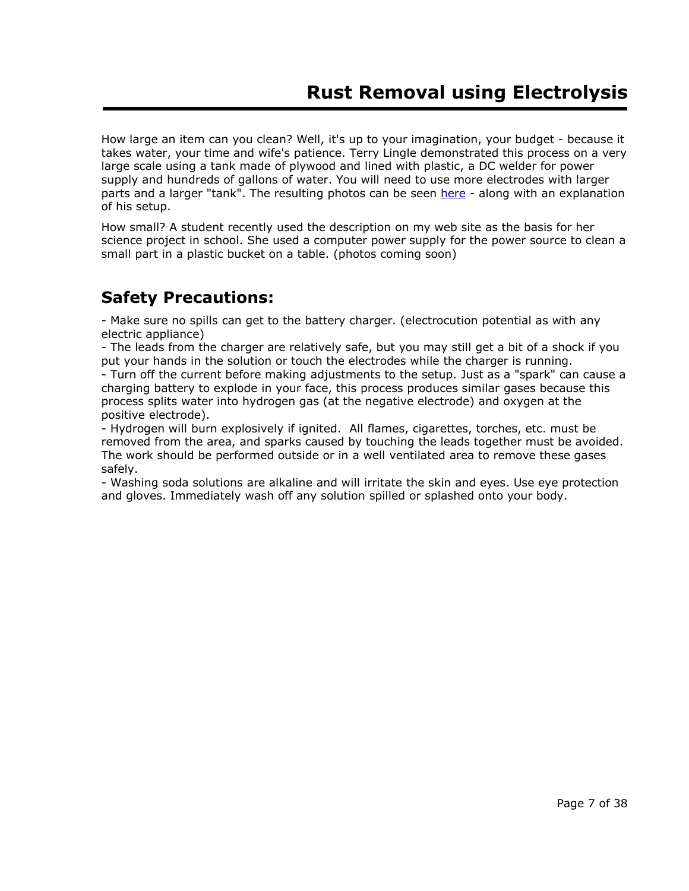# Rust Removal using Electrolysis

How large an item can you clean? Well, it's up to your imagination, your budget - because it takes water, your time and wife's patience. Terry Lingle demonstrated this process on a very large scale using a tank made of plywood and lined with plastic, a DC welder for power supply and hundreds of gallons of water. You will need to use more electrodes with larger parts and a larger "tank". The resulting photos can be seen here - along with an explanation of his setup.

How small? A student recently used the description on my web site as the basis for her science project in school. She used a computer power supply for the power source to clean a small part in a plastic bucket on a table. (photos coming soon)

## Safety Precautions:

- Make sure no spills can get to the battery charger. (electrocution potential as with any electric appliance)
- The leads from the charger are relatively safe, but you may still get a bit of a shock if you put your hands in the solution or touch the electrodes while the charger is running.
- Turn off the current before making adjustments to the setup. Just as a "spark" can cause a charging battery to explode in your face, this process produces similar gases because this process splits water into hydrogen gas (at the negative electrode) and oxygen at the positive electrode).
- Hydrogen will burn explosively if ignited. All flames, cigarettes, torches, etc. must be removed from the area, and sparks caused by touching the leads together must be avoided. The work should be performed outside or in a well ventilated area to remove these gases safely.
- Washing soda solutions are alkaline and will irritate the skin and eyes. Use eye protection and gloves. Immediately wash off any solution spilled or splashed onto your body.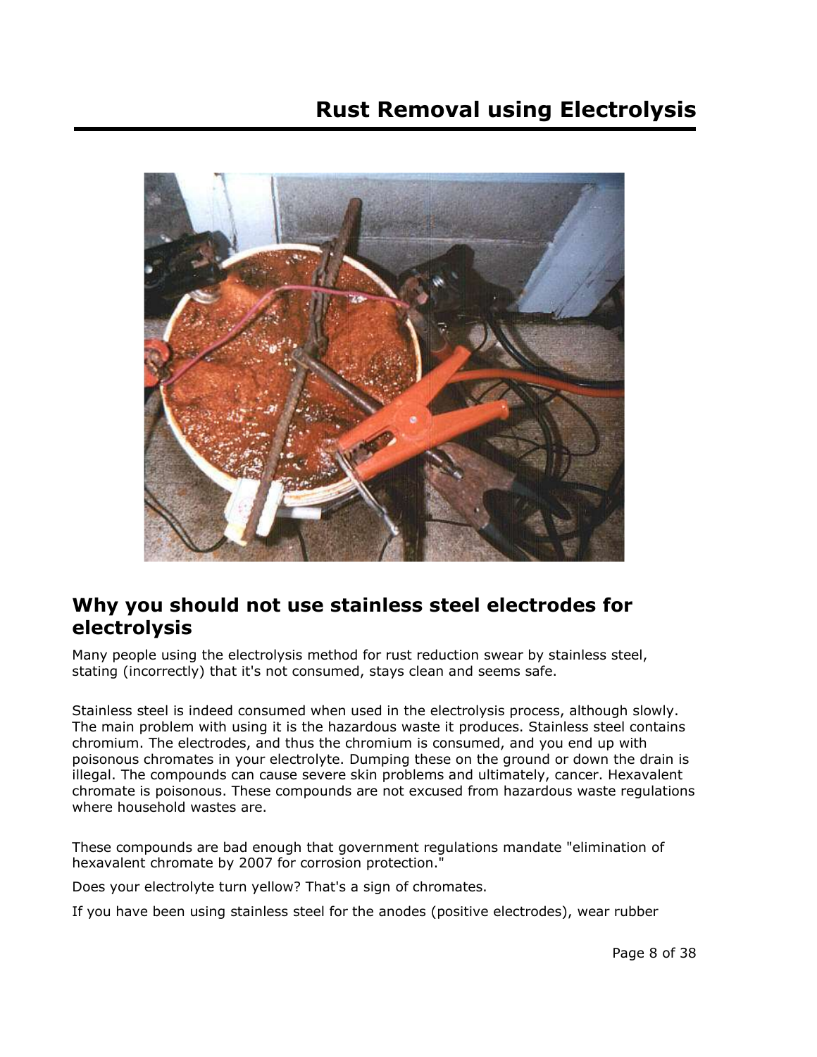# Rust Removal using Electrolysis

## Why you should not use stainless steel electrodes for electrolysis

Many people using the electrolysis method for rust reduction swear by stainless steel, stating (incorrectly) that it's not consumed, stays clean and seems safe.

Stainless steel is indeed consumed when used in the electrolysis process, although slowly. The main problem with using it is the hazardous waste it produces. Stainless steel contains chromium. The electrodes, and thus the chromium is consumed, and you end up with poisonous chromates in your electrolyte. Dumping these on the ground or down the drain is illegal. The compounds can cause severe skin problems and ultimately, cancer. Hexavalent chromate is poisonous. These compounds are not excused from hazardous waste regulations where household wastes are.

These compounds are bad enough that government regulations mandate "elimination of hexavalent chromate by 2007 for corrosion protection."

Does your electrolyte turn yellow? That's a sign of chromates.

If you have been using stainless steel for the anodes (positive electrodes), wear rubber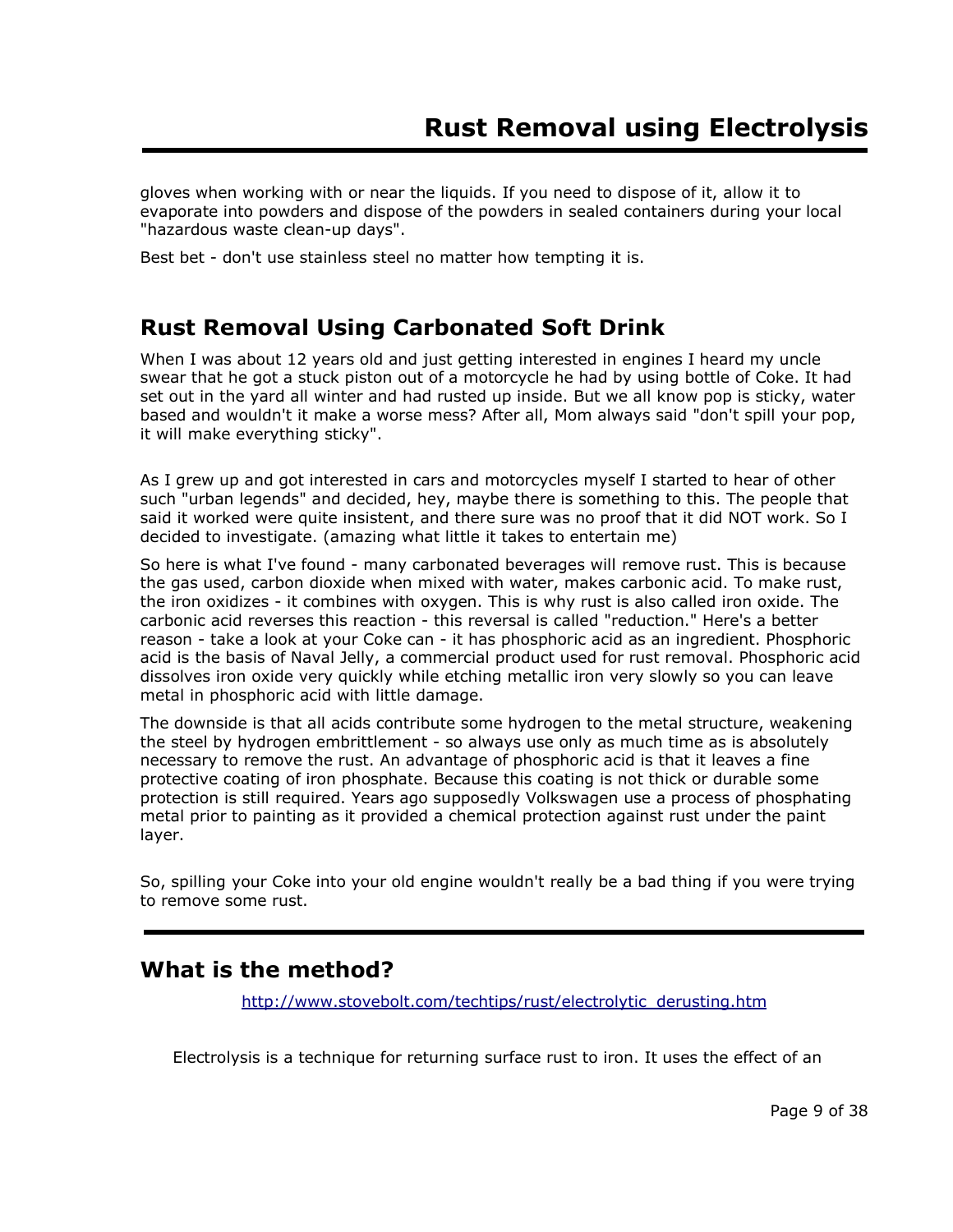gloves when working with or near the liquids. If you need to dispose of it, allow it to evaporate into powders and dispose of the powders in sealed containers during your local "hazardous waste clean-up days".

Best bet - don't use stainless steel no matter how tempting it is.

## Rust Removal Using Carbonated Soft Drink

When I was about 12 years old and just getting interested in engines I heard my uncle swear that he got a stuck piston out of a motorcycle he had by using bottle of Coke. It had set out in the yard all winter and had rusted up inside. But we all know pop is sticky, water based and wouldn't it make a worse mess? After all, Mom always said "don't spill your pop, it will make everything sticky".

As I grew up and got interested in cars and motorcycles myself I started to hear of other such "urban legends" and decided, hey, maybe there is something to this. The people that said it worked were quite insistent, and there sure was no proof that it did NOT work. So I decided to investigate. (amazing what little it takes to entertain me)

So here is what I've found - many carbonated beverages will remove rust. This is because the gas used, carbon dioxide when mixed with water, makes carbonic acid. To make rust, the iron oxidizes - it combines with oxygen. This is why rust is also called iron oxide. The carbonic acid reverses this reaction - this reversal is called "reduction." Here's a better reason - take a look at your Coke can - it has phosphoric acid as an ingredient. Phosphoric acid is the basis of Naval Jelly, a commercial product used for rust removal. Phosphoric acid dissolves iron oxide very quickly while etching metallic iron very slowly so you can leave metal in phosphoric acid with little damage.

The downside is that all acids contribute some hydrogen to the metal structure, weakening the steel by hydrogen embrittlement - so always use only as much time as is absolutely necessary to remove the rust. An advantage of phosphoric acid is that it leaves a fine protective coating of iron phosphate. Because this coating is not thick or durable some protection is still required. Years ago supposedly Volkswagen use a process of phosphating metal prior to painting as it provided a chemical protection against rust under the paint layer.

So, spilling your Coke into your old engine wouldn't really be a bad thing if you were trying to remove some rust.

---

## What is the method?

http://www.stovebolt.com/techtips/rust/electrolytic_derusting.htm

Electrolysis is a technique for returning surface rust to iron. It uses the effect of an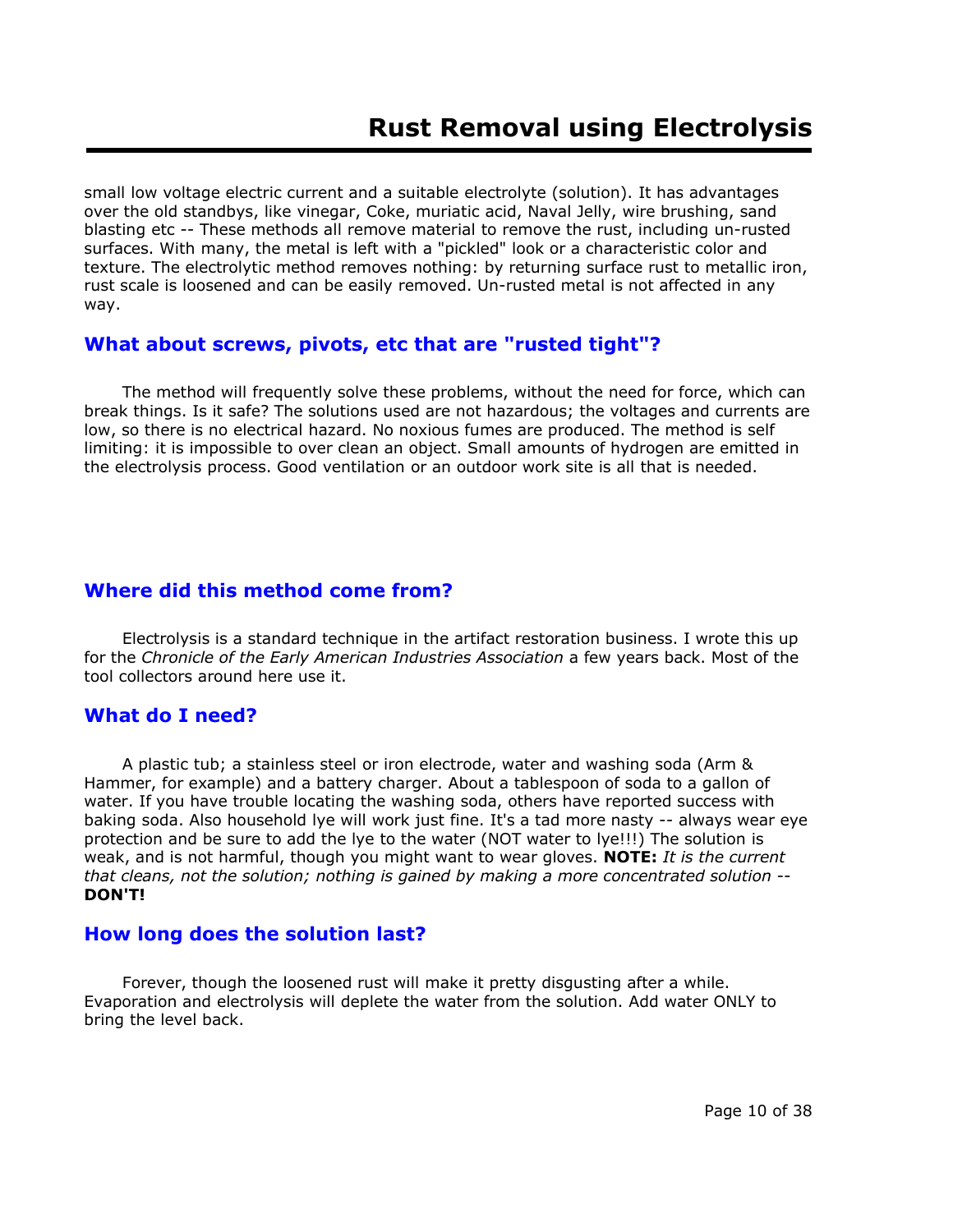small low voltage electric current and a suitable electrolyte (solution). It has advantages over the old standbys, like vinegar, Coke, muriatic acid, Naval Jelly, wire brushing, sand blasting etc -- These methods all remove material to remove the rust, including un-rusted surfaces. With many, the metal is left with a "pickled" look or a characteristic color and texture. The electrolytic method removes nothing: by returning surface rust to metallic iron, rust scale is loosened and can be easily removed. Un-rusted metal is not affected in any way.

## What about screws, pivots, etc that are "rusted tight"?

The method will frequently solve these problems, without the need for force, which can break things. Is it safe? The solutions used are not hazardous; the voltages and currents are low, so there is no electrical hazard. No noxious fumes are produced. The method is self limiting: it is impossible to over clean an object. Small amounts of hydrogen are emitted in the electrolysis process. Good ventilation or an outdoor work site is all that is needed.

## Where did this method come from?

Electrolysis is a standard technique in the artifact restoration business. I wrote this up for the *Chronicle of the Early American Industries Association* a few years back. Most of the tool collectors around here use it.

## What do I need?

A plastic tub; a stainless steel or iron electrode, water and washing soda (Arm & Hammer, for example) and a battery charger. About a tablespoon of soda to a gallon of water. If you have trouble locating the washing soda, others have reported success with baking soda. Also household lye will work just fine. It's a tad more nasty -- always wear eye protection and be sure to add the lye to the water (NOT water to lye!!!) The solution is weak, and is not harmful, though you might want to wear gloves. **NOTE:** *It is the current that cleans, not the solution; nothing is gained by making a more concentrated solution* -- **DON'T!**

## How long does the solution last?

Forever, though the loosened rust will make it pretty disgusting after a while. Evaporation and electrolysis will deplete the water from the solution. Add water ONLY to bring the level back.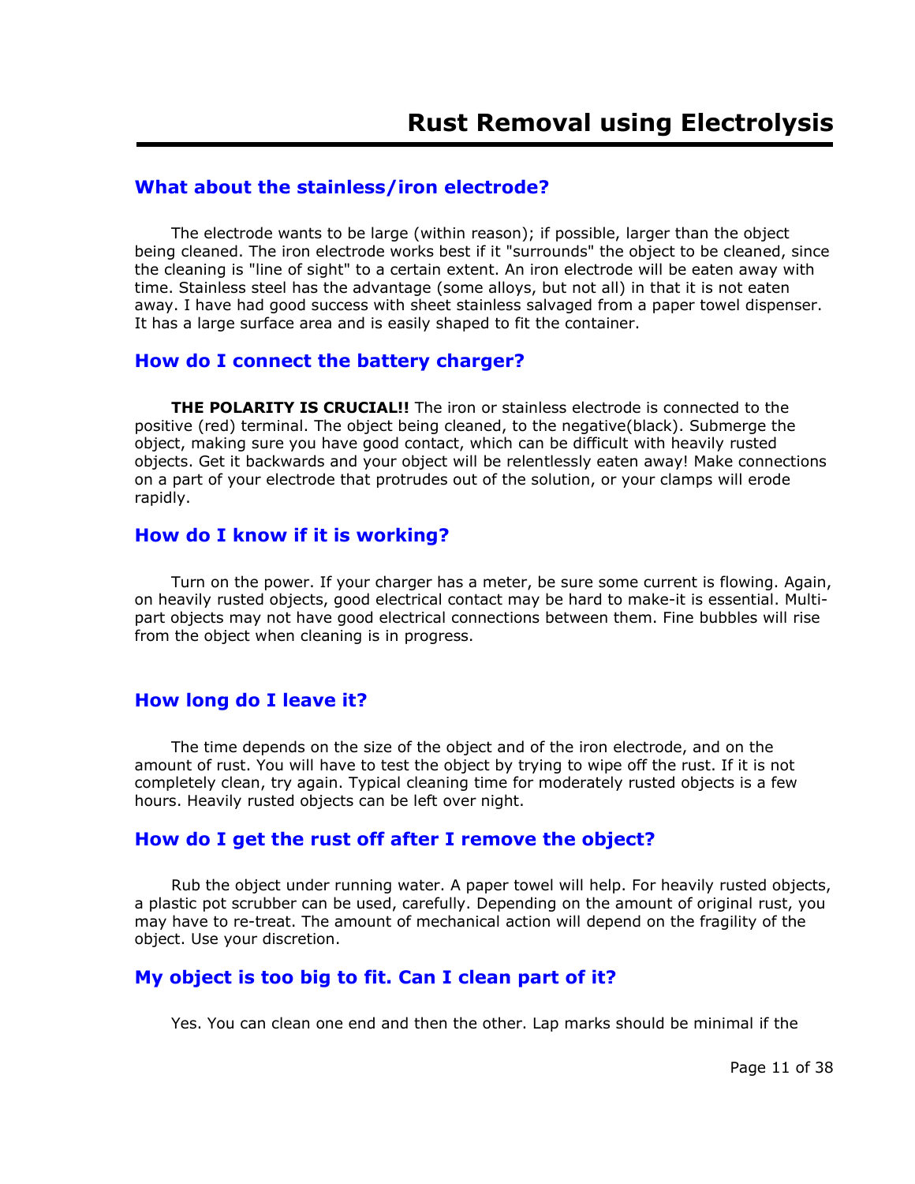## What about the stainless/iron electrode?

The electrode wants to be large (within reason); if possible, larger than the object being cleaned. The iron electrode works best if it "surrounds" the object to be cleaned, since the cleaning is "line of sight" to a certain extent. An iron electrode will be eaten away with time. Stainless steel has the advantage (some alloys, but not all) in that it is not eaten away. I have had good success with sheet stainless salvaged from a paper towel dispenser. It has a large surface area and is easily shaped to fit the container.

## How do I connect the battery charger?

**THE POLARITY IS CRUCIAL!!** The iron or stainless electrode is connected to the positive (red) terminal. The object being cleaned, to the negative(black). Submerge the object, making sure you have good contact, which can be difficult with heavily rusted objects. Get it backwards and your object will be relentlessly eaten away! Make connections on a part of your electrode that protrudes out of the solution, or your clamps will erode rapidly.

## How do I know if it is working?

Turn on the power. If your charger has a meter, be sure some current is flowing. Again, on heavily rusted objects, good electrical contact may be hard to make-it is essential. Multi-part objects may not have good electrical connections between them. Fine bubbles will rise from the object when cleaning is in progress.

## How long do I leave it?

The time depends on the size of the object and of the iron electrode, and on the amount of rust. You will have to test the object by trying to wipe off the rust. If it is not completely clean, try again. Typical cleaning time for moderately rusted objects is a few hours. Heavily rusted objects can be left over night.

## How do I get the rust off after I remove the object?

Rub the object under running water. A paper towel will help. For heavily rusted objects, a plastic pot scrubber can be used, carefully. Depending on the amount of original rust, you may have to re-treat. The amount of mechanical action will depend on the fragility of the object. Use your discretion.

## My object is too big to fit. Can I clean part of it?

Yes. You can clean one end and then the other. Lap marks should be minimal if the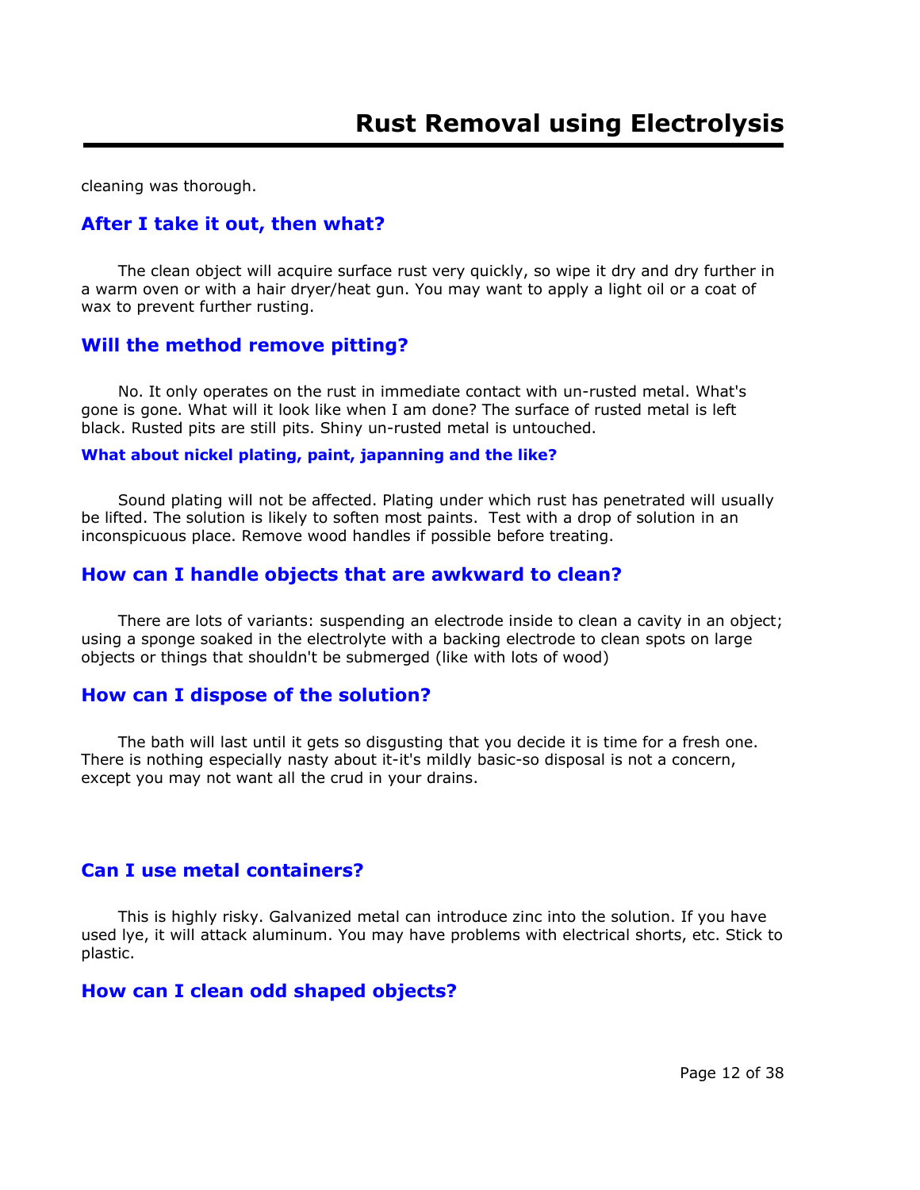cleaning was thorough.

## After I take it out, then what?

The clean object will acquire surface rust very quickly, so wipe it dry and dry further in a warm oven or with a hair dryer/heat gun. You may want to apply a light oil or a coat of wax to prevent further rusting.

## Will the method remove pitting?

No. It only operates on the rust in immediate contact with un-rusted metal. What's gone is gone. What will it look like when I am done? The surface of rusted metal is left black. Rusted pits are still pits. Shiny un-rusted metal is untouched.

### What about nickel plating, paint, japanning and the like?

Sound plating will not be affected. Plating under which rust has penetrated will usually be lifted. The solution is likely to soften most paints. Test with a drop of solution in an inconspicuous place. Remove wood handles if possible before treating.

## How can I handle objects that are awkward to clean?

There are lots of variants: suspending an electrode inside to clean a cavity in an object; using a sponge soaked in the electrolyte with a backing electrode to clean spots on large objects or things that shouldn't be submerged (like with lots of wood)

## How can I dispose of the solution?

The bath will last until it gets so disgusting that you decide it is time for a fresh one. There is nothing especially nasty about it-it's mildly basic-so disposal is not a concern, except you may not want all the crud in your drains.

## Can I use metal containers?

This is highly risky. Galvanized metal can introduce zinc into the solution. If you have used lye, it will attack aluminum. You may have problems with electrical shorts, etc. Stick to plastic.

## How can I clean odd shaped objects?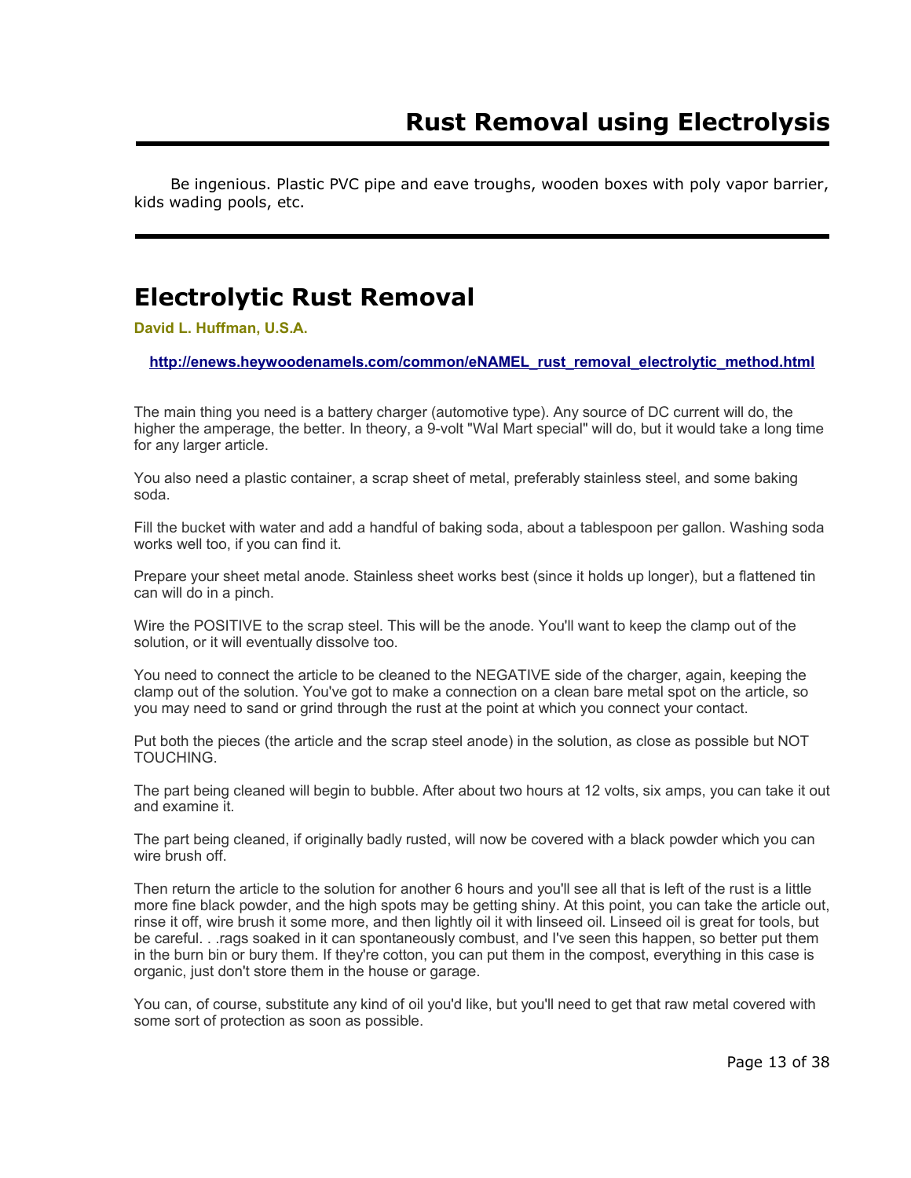Be ingenious. Plastic PVC pipe and eave troughs, wooden boxes with poly vapor barrier, kids wading pools, etc.

---

## Electrolytic Rust Removal

**David L. Huffman, U.S.A.**

**http://enews.heywoodenamels.com/common/eNAMEL_rust_removal_electrolytic_method.html**

The main thing you need is a battery charger (automotive type). Any source of DC current will do, the higher the amperage, the better. In theory, a 9-volt "Wal Mart special" will do, but it would take a long time for any larger article.

You also need a plastic container, a scrap sheet of metal, preferably stainless steel, and some baking soda.

Fill the bucket with water and add a handful of baking soda, about a tablespoon per gallon. Washing soda works well too, if you can find it.

Prepare your sheet metal anode. Stainless sheet works best (since it holds up longer), but a flattened tin can will do in a pinch.

Wire the POSITIVE to the scrap steel. This will be the anode. You'll want to keep the clamp out of the solution, or it will eventually dissolve too.

You need to connect the article to be cleaned to the NEGATIVE side of the charger, again, keeping the clamp out of the solution. You've got to make a connection on a clean bare metal spot on the article, so you may need to sand or grind through the rust at the point at which you connect your contact.

Put both the pieces (the article and the scrap steel anode) in the solution, as close as possible but NOT TOUCHING.

The part being cleaned will begin to bubble. After about two hours at 12 volts, six amps, you can take it out and examine it.

The part being cleaned, if originally badly rusted, will now be covered with a black powder which you can wire brush off.

Then return the article to the solution for another 6 hours and you'll see all that is left of the rust is a little more fine black powder, and the high spots may be getting shiny. At this point, you can take the article out, rinse it off, wire brush it some more, and then lightly oil it with linseed oil. Linseed oil is great for tools, but be careful. . .rags soaked in it can spontaneously combust, and I've seen this happen, so better put them in the burn bin or bury them. If they're cotton, you can put them in the compost, everything in this case is organic, just don't store them in the house or garage.

You can, of course, substitute any kind of oil you'd like, but you'll need to get that raw metal covered with some sort of protection as soon as possible.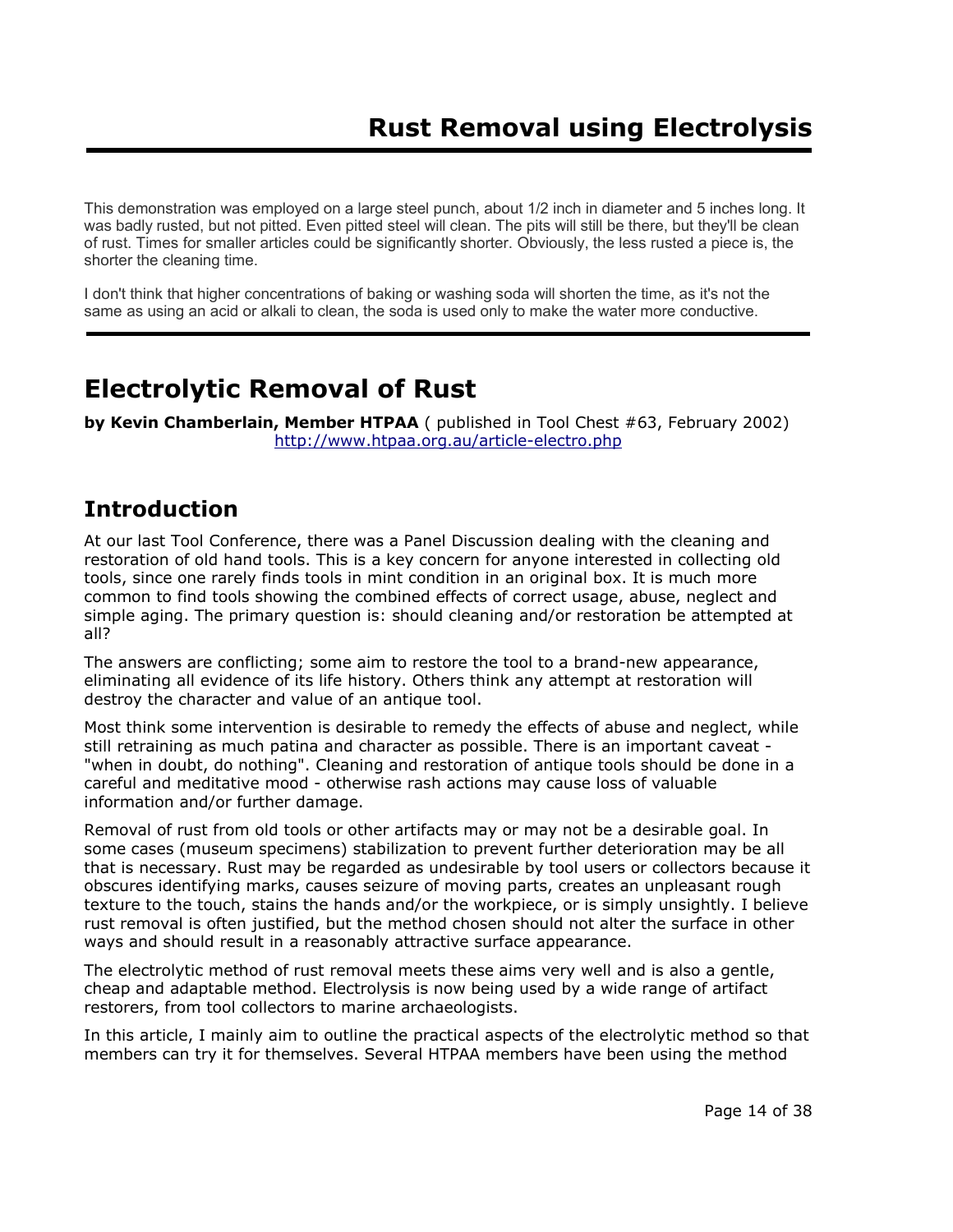# Rust Removal using Electrolysis

This demonstration was employed on a large steel punch, about 1/2 inch in diameter and 5 inches long. It was badly rusted, but not pitted. Even pitted steel will clean. The pits will still be there, but they'll be clean of rust. Times for smaller articles could be significantly shorter. Obviously, the less rusted a piece is, the shorter the cleaning time.

I don't think that higher concentrations of baking or washing soda will shorten the time, as it's not the same as using an acid or alkali to clean, the soda is used only to make the water more conductive.

---

# Electrolytic Removal of Rust

**by Kevin Chamberlain, Member HTPAA** ( published in Tool Chest #63, February 2002) http://www.htpaa.org.au/article-electro.php

## Introduction

At our last Tool Conference, there was a Panel Discussion dealing with the cleaning and restoration of old hand tools. This is a key concern for anyone interested in collecting old tools, since one rarely finds tools in mint condition in an original box. It is much more common to find tools showing the combined effects of correct usage, abuse, neglect and simple aging. The primary question is: should cleaning and/or restoration be attempted at all?

The answers are conflicting; some aim to restore the tool to a brand-new appearance, eliminating all evidence of its life history. Others think any attempt at restoration will destroy the character and value of an antique tool.

Most think some intervention is desirable to remedy the effects of abuse and neglect, while still retraining as much patina and character as possible. There is an important caveat - "when in doubt, do nothing". Cleaning and restoration of antique tools should be done in a careful and meditative mood - otherwise rash actions may cause loss of valuable information and/or further damage.

Removal of rust from old tools or other artifacts may or may not be a desirable goal. In some cases (museum specimens) stabilization to prevent further deterioration may be all that is necessary. Rust may be regarded as undesirable by tool users or collectors because it obscures identifying marks, causes seizure of moving parts, creates an unpleasant rough texture to the touch, stains the hands and/or the workpiece, or is simply unsightly. I believe rust removal is often justified, but the method chosen should not alter the surface in other ways and should result in a reasonably attractive surface appearance.

The electrolytic method of rust removal meets these aims very well and is also a gentle, cheap and adaptable method. Electrolysis is now being used by a wide range of artifact restorers, from tool collectors to marine archaeologists.

In this article, I mainly aim to outline the practical aspects of the electrolytic method so that members can try it for themselves. Several HTPAA members have been using the method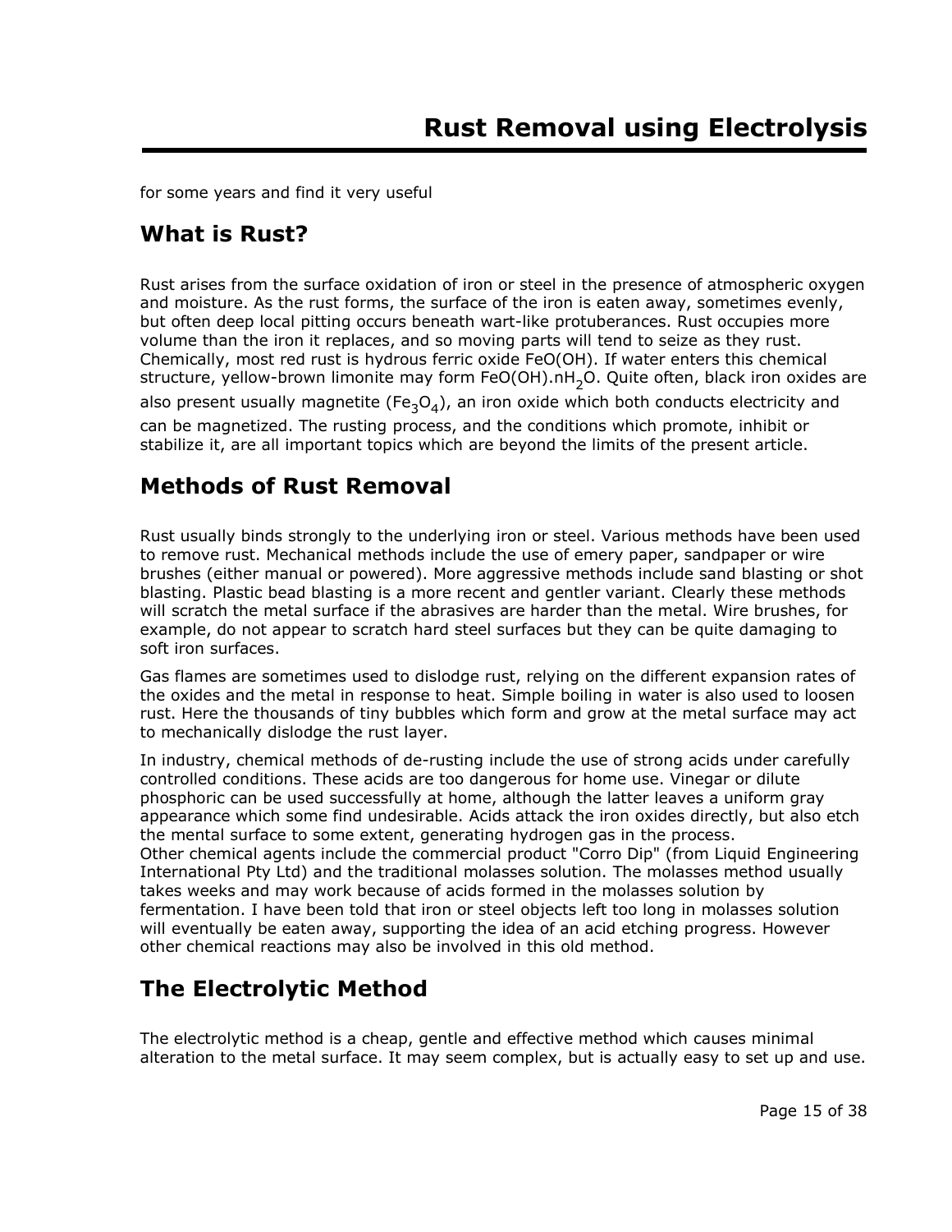# Rust Removal using Electrolysis

for some years and find it very useful

## What is Rust?

Rust arises from the surface oxidation of iron or steel in the presence of atmospheric oxygen and moisture. As the rust forms, the surface of the iron is eaten away, sometimes evenly, but often deep local pitting occurs beneath wart-like protuberances. Rust occupies more volume than the iron it replaces, and so moving parts will tend to seize as they rust. Chemically, most red rust is hydrous ferric oxide FeO(OH). If water enters this chemical structure, yellow-brown limonite may form FeO(OH).n$H_2O$. Quite often, black iron oxides are also present usually magnetite ($Fe_3O_4$), an iron oxide which both conducts electricity and can be magnetized. The rusting process, and the conditions which promote, inhibit or stabilize it, are all important topics which are beyond the limits of the present article.

## Methods of Rust Removal

Rust usually binds strongly to the underlying iron or steel. Various methods have been used to remove rust. Mechanical methods include the use of emery paper, sandpaper or wire brushes (either manual or powered). More aggressive methods include sand blasting or shot blasting. Plastic bead blasting is a more recent and gentler variant. Clearly these methods will scratch the metal surface if the abrasives are harder than the metal. Wire brushes, for example, do not appear to scratch hard steel surfaces but they can be quite damaging to soft iron surfaces.

Gas flames are sometimes used to dislodge rust, relying on the different expansion rates of the oxides and the metal in response to heat. Simple boiling in water is also used to loosen rust. Here the thousands of tiny bubbles which form and grow at the metal surface may act to mechanically dislodge the rust layer.

In industry, chemical methods of de-rusting include the use of strong acids under carefully controlled conditions. These acids are too dangerous for home use. Vinegar or dilute phosphoric can be used successfully at home, although the latter leaves a uniform gray appearance which some find undesirable. Acids attack the iron oxides directly, but also etch the mental surface to some extent, generating hydrogen gas in the process.
Other chemical agents include the commercial product "Corro Dip" (from Liquid Engineering International Pty Ltd) and the traditional molasses solution. The molasses method usually takes weeks and may work because of acids formed in the molasses solution by fermentation. I have been told that iron or steel objects left too long in molasses solution will eventually be eaten away, supporting the idea of an acid etching progress. However other chemical reactions may also be involved in this old method.

## The Electrolytic Method

The electrolytic method is a cheap, gentle and effective method which causes minimal alteration to the metal surface. It may seem complex, but is actually easy to set up and use.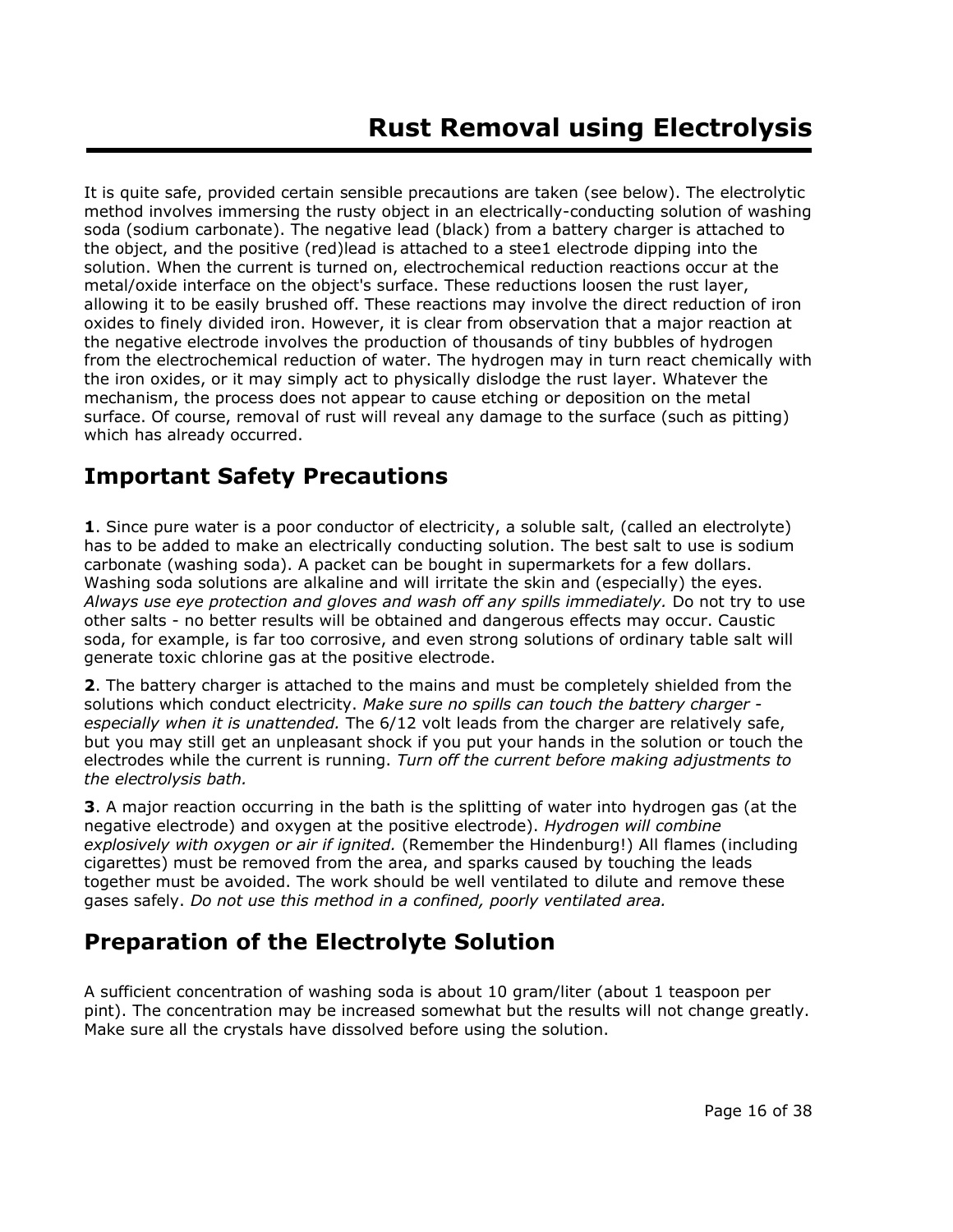# Rust Removal using Electrolysis

It is quite safe, provided certain sensible precautions are taken (see below). The electrolytic method involves immersing the rusty object in an electrically-conducting solution of washing soda (sodium carbonate). The negative lead (black) from a battery charger is attached to the object, and the positive (red)lead is attached to a stee1 electrode dipping into the solution. When the current is turned on, electrochemical reduction reactions occur at the metal/oxide interface on the object's surface. These reductions loosen the rust layer, allowing it to be easily brushed off. These reactions may involve the direct reduction of iron oxides to finely divided iron. However, it is clear from observation that a major reaction at the negative electrode involves the production of thousands of tiny bubbles of hydrogen from the electrochemical reduction of water. The hydrogen may in turn react chemically with the iron oxides, or it may simply act to physically dislodge the rust layer. Whatever the mechanism, the process does not appear to cause etching or deposition on the metal surface. Of course, removal of rust will reveal any damage to the surface (such as pitting) which has already occurred.

## Important Safety Precautions

**1**. Since pure water is a poor conductor of electricity, a soluble salt, (called an electrolyte) has to be added to make an electrically conducting solution. The best salt to use is sodium carbonate (washing soda). A packet can be bought in supermarkets for a few dollars. Washing soda solutions are alkaline and will irritate the skin and (especially) the eyes. *Always use eye protection and gloves and wash off any spills immediately.* Do not try to use other salts - no better results will be obtained and dangerous effects may occur. Caustic soda, for example, is far too corrosive, and even strong solutions of ordinary table salt will generate toxic chlorine gas at the positive electrode.

**2**. The battery charger is attached to the mains and must be completely shielded from the solutions which conduct electricity. *Make sure no spills can touch the battery charger - especially when it is unattended.* The 6/12 volt leads from the charger are relatively safe, but you may still get an unpleasant shock if you put your hands in the solution or touch the electrodes while the current is running. *Turn off the current before making adjustments to the electrolysis bath.*

**3**. A major reaction occurring in the bath is the splitting of water into hydrogen gas (at the negative electrode) and oxygen at the positive electrode). *Hydrogen will combine explosively with oxygen or air if ignited.* (Remember the Hindenburg!) All flames (including cigarettes) must be removed from the area, and sparks caused by touching the leads together must be avoided. The work should be well ventilated to dilute and remove these gases safely. *Do not use this method in a confined, poorly ventilated area.*

## Preparation of the Electrolyte Solution

A sufficient concentration of washing soda is about 10 gram/liter (about 1 teaspoon per pint). The concentration may be increased somewhat but the results will not change greatly. Make sure all the crystals have dissolved before using the solution.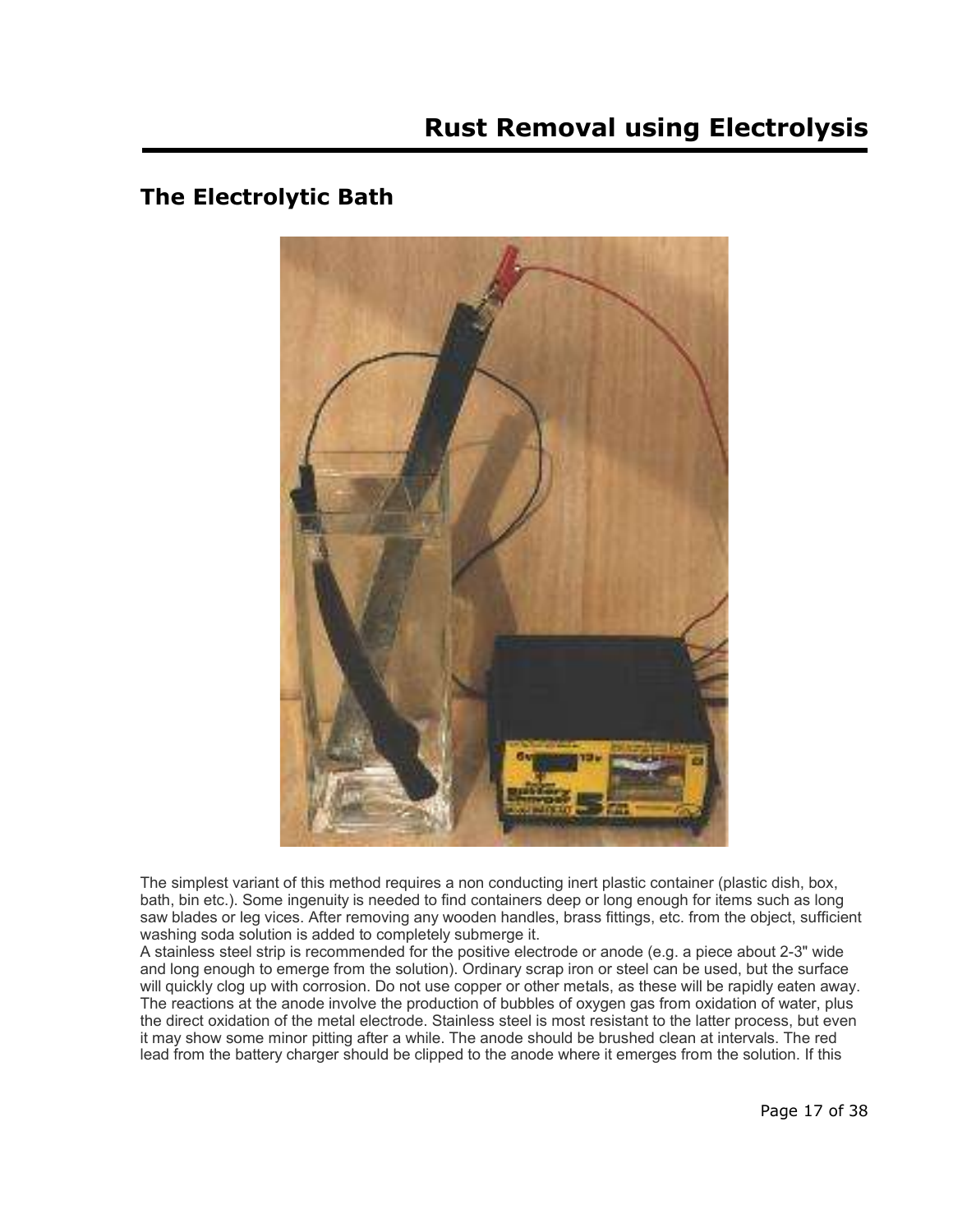# Rust Removal using Electrolysis

## The Electrolytic Bath

The simplest variant of this method requires a non conducting inert plastic container (plastic dish, box, bath, bin etc.). Some ingenuity is needed to find containers deep or long enough for items such as long saw blades or leg vices. After removing any wooden handles, brass fittings, etc. from the object, sufficient washing soda solution is added to completely submerge it.

A stainless steel strip is recommended for the positive electrode or anode (e.g. a piece about 2-3" wide and long enough to emerge from the solution). Ordinary scrap iron or steel can be used, but the surface will quickly clog up with corrosion. Do not use copper or other metals, as these will be rapidly eaten away. The reactions at the anode involve the production of bubbles of oxygen gas from oxidation of water, plus the direct oxidation of the metal electrode. Stainless steel is most resistant to the latter process, but even it may show some minor pitting after a while. The anode should be brushed clean at intervals. The red lead from the battery charger should be clipped to the anode where it emerges from the solution. If this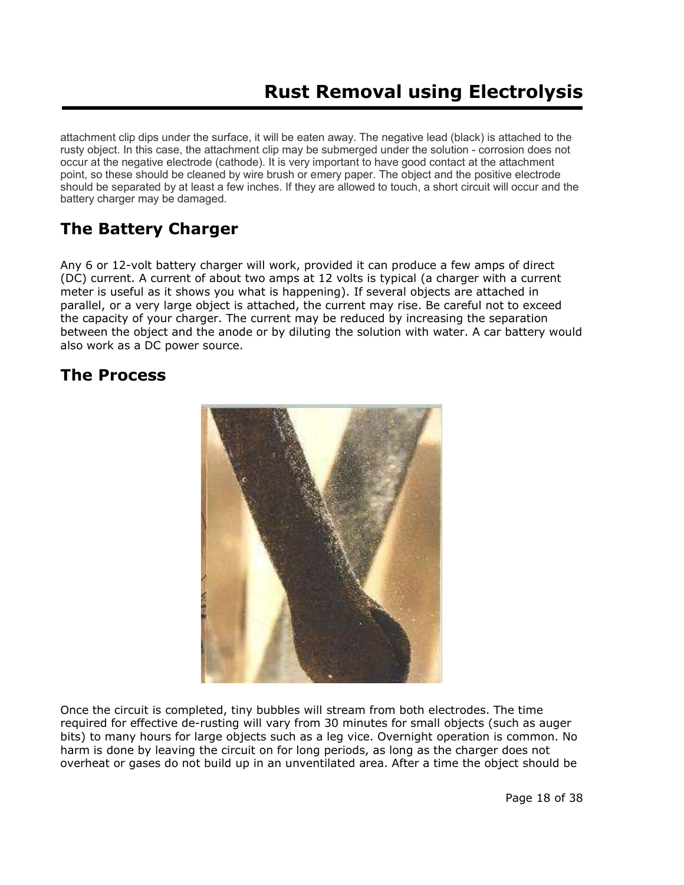attachment clip dips under the surface, it will be eaten away. The negative lead (black) is attached to the rusty object. In this case, the attachment clip may be submerged under the solution - corrosion does not occur at the negative electrode (cathode). It is very important to have good contact at the attachment point, so these should be cleaned by wire brush or emery paper. The object and the positive electrode should be separated by at least a few inches. If they are allowed to touch, a short circuit will occur and the battery charger may be damaged.

## The Battery Charger

Any 6 or 12-volt battery charger will work, provided it can produce a few amps of direct (DC) current. A current of about two amps at 12 volts is typical (a charger with a current meter is useful as it shows you what is happening). If several objects are attached in parallel, or a very large object is attached, the current may rise. Be careful not to exceed the capacity of your charger. The current may be reduced by increasing the separation between the object and the anode or by diluting the solution with water. A car battery would also work as a DC power source.

## The Process

Once the circuit is completed, tiny bubbles will stream from both electrodes. The time required for effective de-rusting will vary from 30 minutes for small objects (such as auger bits) to many hours for large objects such as a leg vice. Overnight operation is common. No harm is done by leaving the circuit on for long periods, as long as the charger does not overheat or gases do not build up in an unventilated area. After a time the object should be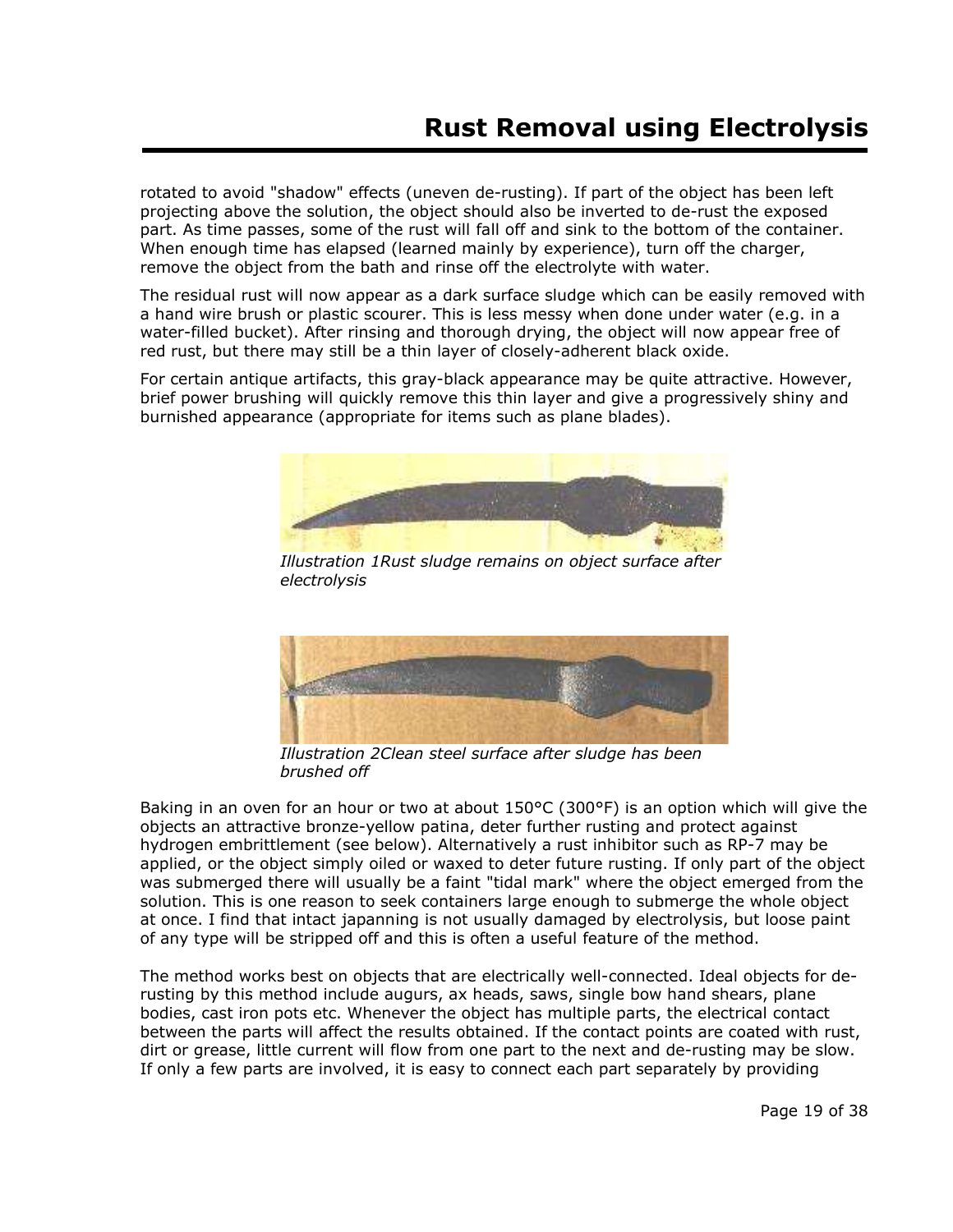rotated to avoid "shadow" effects (uneven de-rusting). If part of the object has been left projecting above the solution, the object should also be inverted to de-rust the exposed part. As time passes, some of the rust will fall off and sink to the bottom of the container. When enough time has elapsed (learned mainly by experience), turn off the charger, remove the object from the bath and rinse off the electrolyte with water.

The residual rust will now appear as a dark surface sludge which can be easily removed with a hand wire brush or plastic scourer. This is less messy when done under water (e.g. in a water-filled bucket). After rinsing and thorough drying, the object will now appear free of red rust, but there may still be a thin layer of closely-adherent black oxide.

For certain antique artifacts, this gray-black appearance may be quite attractive. However, brief power brushing will quickly remove this thin layer and give a progressively shiny and burnished appearance (appropriate for items such as plane blades).

*Illustration 1Rust sludge remains on object surface after electrolysis*

*Illustration 2Clean steel surface after sludge has been brushed off*

Baking in an oven for an hour or two at about 150°C (300°F) is an option which will give the objects an attractive bronze-yellow patina, deter further rusting and protect against hydrogen embrittlement (see below). Alternatively a rust inhibitor such as RP-7 may be applied, or the object simply oiled or waxed to deter future rusting. If only part of the object was submerged there will usually be a faint "tidal mark" where the object emerged from the solution. This is one reason to seek containers large enough to submerge the whole object at once. I find that intact japanning is not usually damaged by electrolysis, but loose paint of any type will be stripped off and this is often a useful feature of the method.

The method works best on objects that are electrically well-connected. Ideal objects for de-rusting by this method include augurs, ax heads, saws, single bow hand shears, plane bodies, cast iron pots etc. Whenever the object has multiple parts, the electrical contact between the parts will affect the results obtained. If the contact points are coated with rust, dirt or grease, little current will flow from one part to the next and de-rusting may be slow. If only a few parts are involved, it is easy to connect each part separately by providing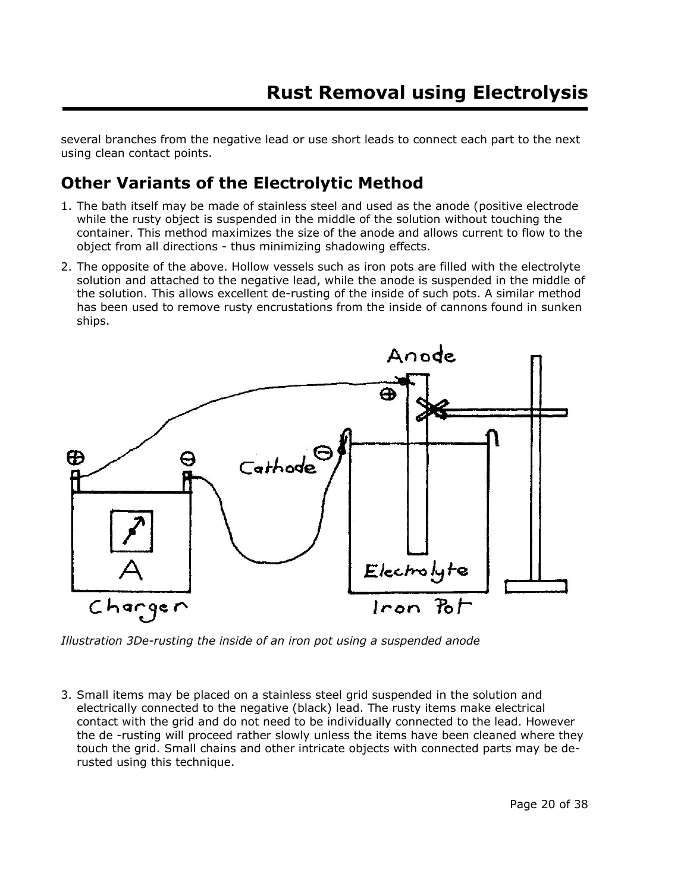several branches from the negative lead or use short leads to connect each part to the next using clean contact points.

## Other Variants of the Electrolytic Method

1. The bath itself may be made of stainless steel and used as the anode (positive electrode while the rusty object is suspended in the middle of the solution without touching the container. This method maximizes the size of the anode and allows current to flow to the object from all directions - thus minimizing shadowing effects.
2. The opposite of the above. Hollow vessels such as iron pots are filled with the electrolyte solution and attached to the negative lead, while the anode is suspended in the middle of the solution. This allows excellent de-rusting of the inside of such pots. A similar method has been used to remove rusty encrustations from the inside of cannons found in sunken ships.

*Illustration 3De-rusting the inside of an iron pot using a suspended anode*

3. Small items may be placed on a stainless steel grid suspended in the solution and electrically connected to the negative (black) lead. The rusty items make electrical contact with the grid and do not need to be individually connected to the lead. However the de -rusting will proceed rather slowly unless the items have been cleaned where they touch the grid. Small chains and other intricate objects with connected parts may be de-rusted using this technique.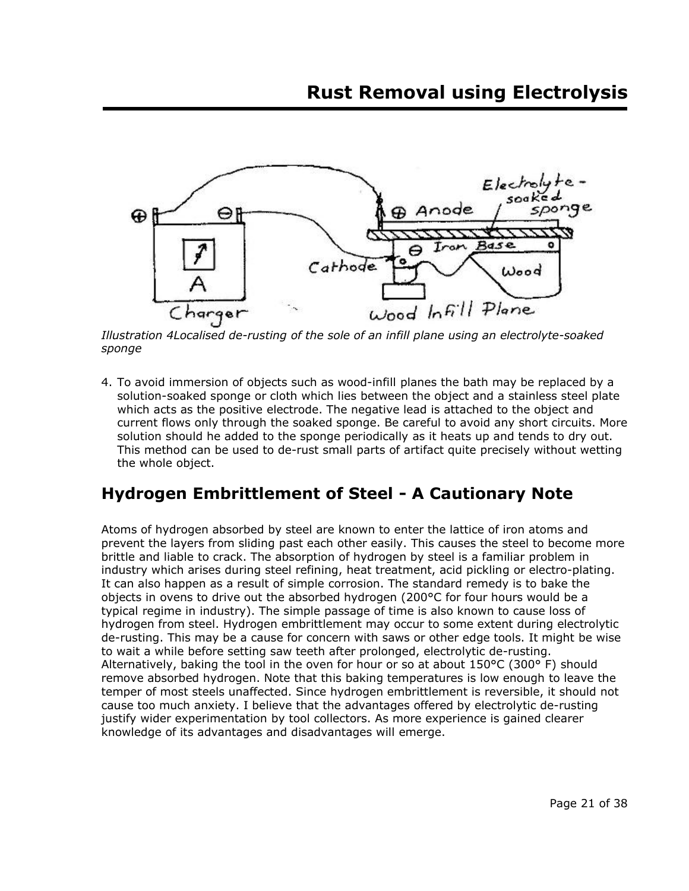*Illustration 4Localised de-rusting of the sole of an infill plane using an electrolyte-soaked sponge*

4. To avoid immersion of objects such as wood-infill planes the bath may be replaced by a solution-soaked sponge or cloth which lies between the object and a stainless steel plate which acts as the positive electrode. The negative lead is attached to the object and current flows only through the soaked sponge. Be careful to avoid any short circuits. More solution should he added to the sponge periodically as it heats up and tends to dry out. This method can be used to de-rust small parts of artifact quite precisely without wetting the whole object.

## Hydrogen Embrittlement of Steel - A Cautionary Note

Atoms of hydrogen absorbed by steel are known to enter the lattice of iron atoms and prevent the layers from sliding past each other easily. This causes the steel to become more brittle and liable to crack. The absorption of hydrogen by steel is a familiar problem in industry which arises during steel refining, heat treatment, acid pickling or electro-plating. It can also happen as a result of simple corrosion. The standard remedy is to bake the objects in ovens to drive out the absorbed hydrogen (200°C for four hours would be a typical regime in industry). The simple passage of time is also known to cause loss of hydrogen from steel. Hydrogen embrittlement may occur to some extent during electrolytic de-rusting. This may be a cause for concern with saws or other edge tools. It might be wise to wait a while before setting saw teeth after prolonged, electrolytic de-rusting. Alternatively, baking the tool in the oven for hour or so at about 150°C (300° F) should remove absorbed hydrogen. Note that this baking temperatures is low enough to leave the temper of most steels unaffected. Since hydrogen embrittlement is reversible, it should not cause too much anxiety. I believe that the advantages offered by electrolytic de-rusting justify wider experimentation by tool collectors. As more experience is gained clearer knowledge of its advantages and disadvantages will emerge.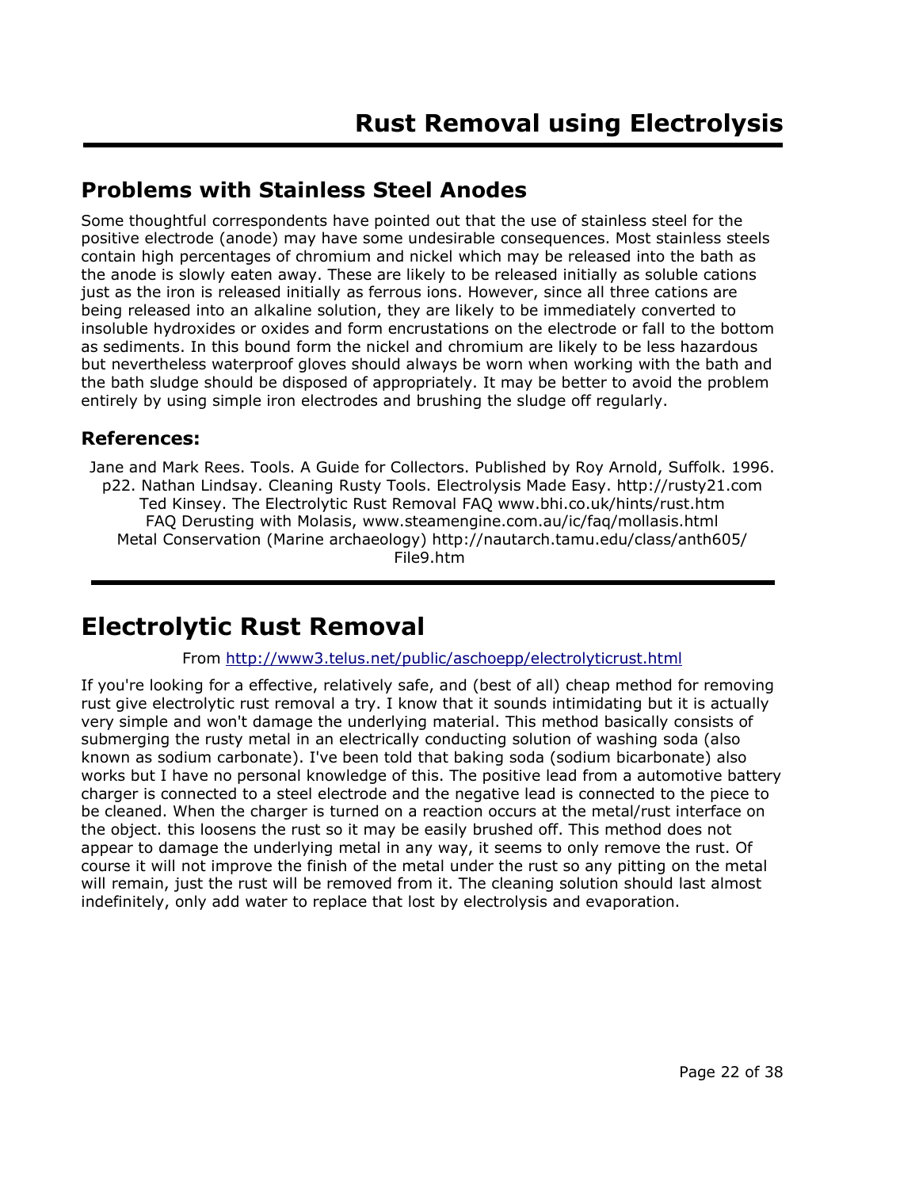# Rust Removal using Electrolysis

## Problems with Stainless Steel Anodes

Some thoughtful correspondents have pointed out that the use of stainless steel for the positive electrode (anode) may have some undesirable consequences. Most stainless steels contain high percentages of chromium and nickel which may be released into the bath as the anode is slowly eaten away. These are likely to be released initially as soluble cations just as the iron is released initially as ferrous ions. However, since all three cations are being released into an alkaline solution, they are likely to be immediately converted to insoluble hydroxides or oxides and form encrustations on the electrode or fall to the bottom as sediments. In this bound form the nickel and chromium are likely to be less hazardous but nevertheless waterproof gloves should always be worn when working with the bath and the bath sludge should be disposed of appropriately. It may be better to avoid the problem entirely by using simple iron electrodes and brushing the sludge off regularly.

### References:

Jane and Mark Rees. Tools. A Guide for Collectors. Published by Roy Arnold, Suffolk. 1996. p22. Nathan Lindsay. Cleaning Rusty Tools. Electrolysis Made Easy. http://rusty21.com Ted Kinsey. The Electrolytic Rust Removal FAQ www.bhi.co.uk/hints/rust.htm FAQ Derusting with Molasis, www.steamengine.com.au/ic/faq/mollasis.html Metal Conservation (Marine archaeology) http://nautarch.tamu.edu/class/anth605/File9.htm

---

# Electrolytic Rust Removal

From http://www3.telus.net/public/aschoepp/electrolyticrust.html

If you're looking for a effective, relatively safe, and (best of all) cheap method for removing rust give electrolytic rust removal a try. I know that it sounds intimidating but it is actually very simple and won't damage the underlying material. This method basically consists of submerging the rusty metal in an electrically conducting solution of washing soda (also known as sodium carbonate). I've been told that baking soda (sodium bicarbonate) also works but I have no personal knowledge of this. The positive lead from a automotive battery charger is connected to a steel electrode and the negative lead is connected to the piece to be cleaned. When the charger is turned on a reaction occurs at the metal/rust interface on the object. this loosens the rust so it may be easily brushed off. This method does not appear to damage the underlying metal in any way, it seems to only remove the rust. Of course it will not improve the finish of the metal under the rust so any pitting on the metal will remain, just the rust will be removed from it. The cleaning solution should last almost indefinitely, only add water to replace that lost by electrolysis and evaporation.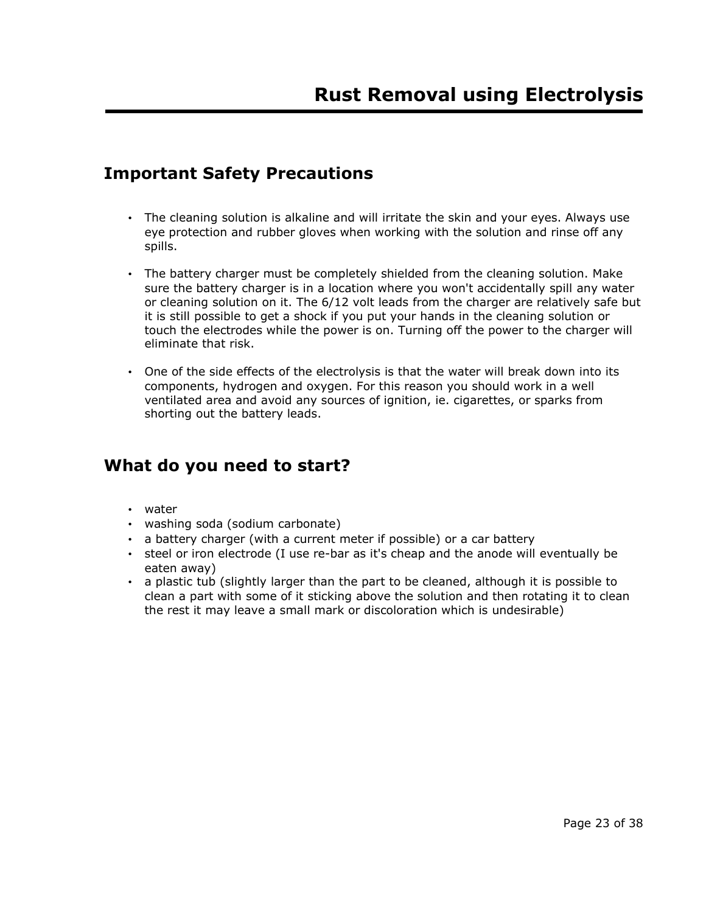# Rust Removal using Electrolysis

## Important Safety Precautions

- The cleaning solution is alkaline and will irritate the skin and your eyes. Always use eye protection and rubber gloves when working with the solution and rinse off any spills.
- The battery charger must be completely shielded from the cleaning solution. Make sure the battery charger is in a location where you won't accidentally spill any water or cleaning solution on it. The 6/12 volt leads from the charger are relatively safe but it is still possible to get a shock if you put your hands in the cleaning solution or touch the electrodes while the power is on. Turning off the power to the charger will eliminate that risk.
- One of the side effects of the electrolysis is that the water will break down into its components, hydrogen and oxygen. For this reason you should work in a well ventilated area and avoid any sources of ignition, ie. cigarettes, or sparks from shorting out the battery leads.

## What do you need to start?

- water
- washing soda (sodium carbonate)
- a battery charger (with a current meter if possible) or a car battery
- steel or iron electrode (I use re-bar as it's cheap and the anode will eventually be eaten away)
- a plastic tub (slightly larger than the part to be cleaned, although it is possible to clean a part with some of it sticking above the solution and then rotating it to clean the rest it may leave a small mark or discoloration which is undesirable)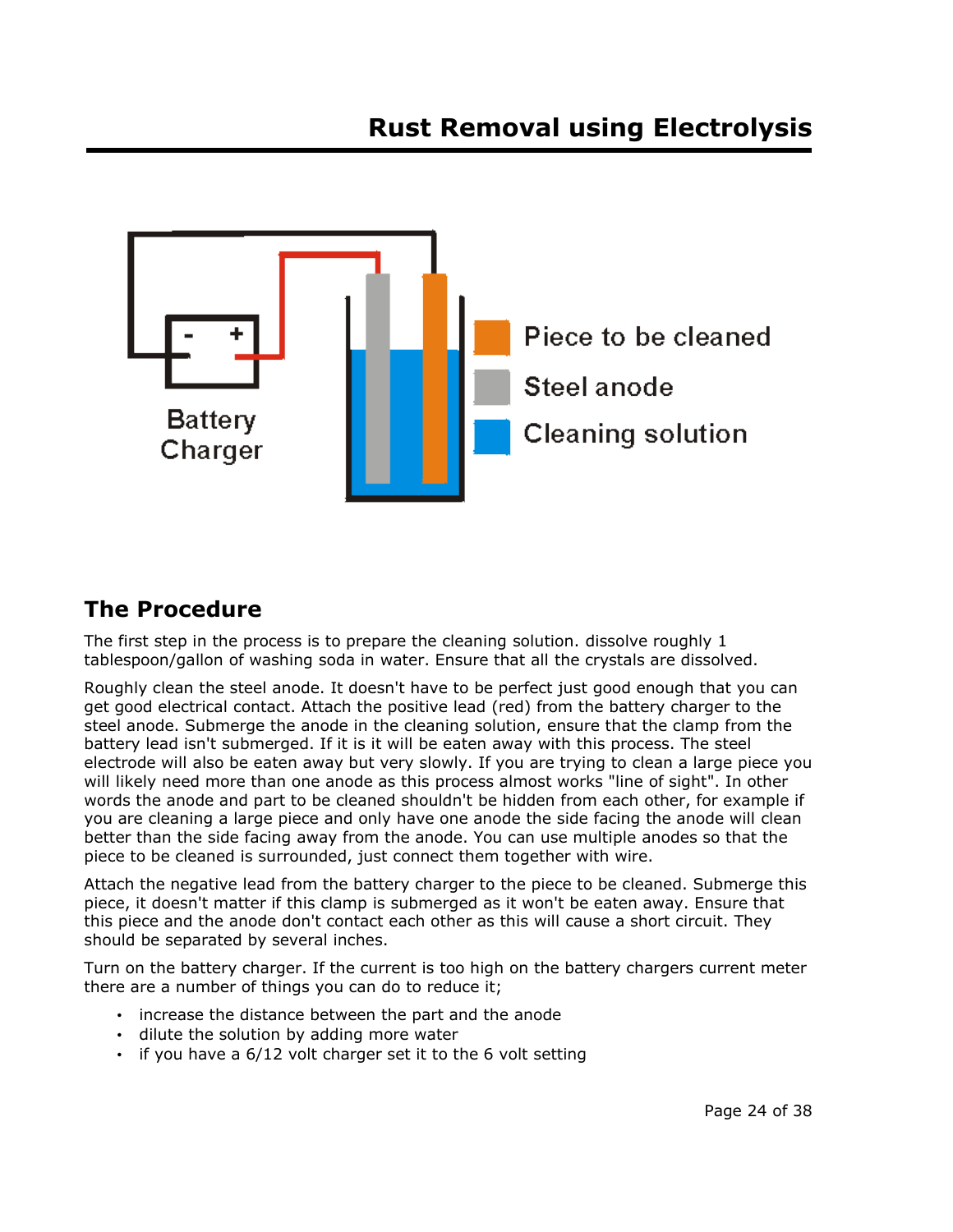# Rust Removal using Electrolysis

Battery Charger

Piece to be cleaned

Steel anode

Cleaning solution

## The Procedure

The first step in the process is to prepare the cleaning solution. dissolve roughly 1 tablespoon/gallon of washing soda in water. Ensure that all the crystals are dissolved.

Roughly clean the steel anode. It doesn't have to be perfect just good enough that you can get good electrical contact. Attach the positive lead (red) from the battery charger to the steel anode. Submerge the anode in the cleaning solution, ensure that the clamp from the battery lead isn't submerged. If it is it will be eaten away with this process. The steel electrode will also be eaten away but very slowly. If you are trying to clean a large piece you will likely need more than one anode as this process almost works "line of sight". In other words the anode and part to be cleaned shouldn't be hidden from each other, for example if you are cleaning a large piece and only have one anode the side facing the anode will clean better than the side facing away from the anode. You can use multiple anodes so that the piece to be cleaned is surrounded, just connect them together with wire.

Attach the negative lead from the battery charger to the piece to be cleaned. Submerge this piece, it doesn't matter if this clamp is submerged as it won't be eaten away. Ensure that this piece and the anode don't contact each other as this will cause a short circuit. They should be separated by several inches.

Turn on the battery charger. If the current is too high on the battery chargers current meter there are a number of things you can do to reduce it;

- increase the distance between the part and the anode
- dilute the solution by adding more water
- if you have a 6/12 volt charger set it to the 6 volt setting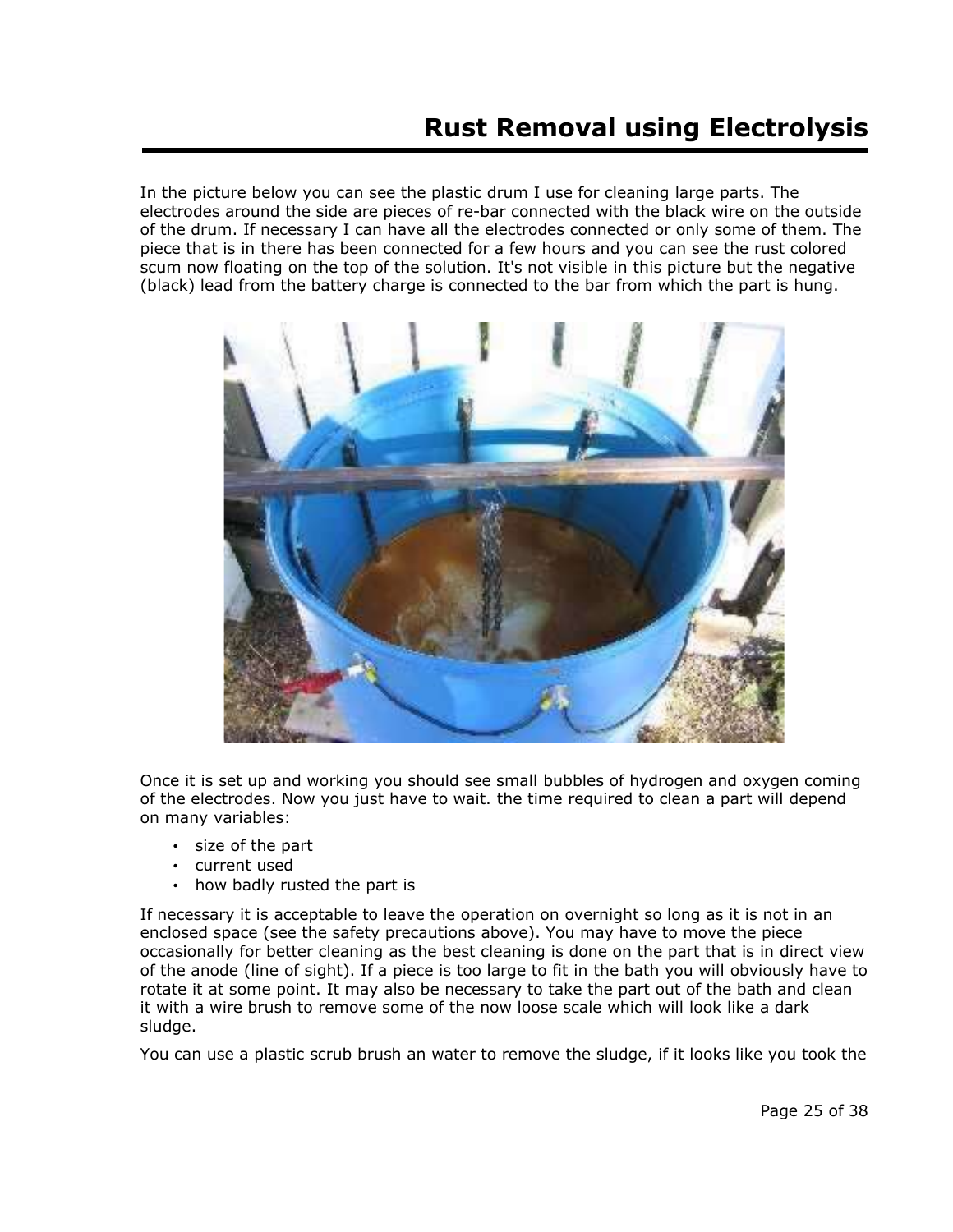# Rust Removal using Electrolysis

In the picture below you can see the plastic drum I use for cleaning large parts. The electrodes around the side are pieces of re-bar connected with the black wire on the outside of the drum. If necessary I can have all the electrodes connected or only some of them. The piece that is in there has been connected for a few hours and you can see the rust colored scum now floating on the top of the solution. It's not visible in this picture but the negative (black) lead from the battery charge is connected to the bar from which the part is hung.

Once it is set up and working you should see small bubbles of hydrogen and oxygen coming of the electrodes. Now you just have to wait. the time required to clean a part will depend on many variables:

- size of the part
- current used
- how badly rusted the part is

If necessary it is acceptable to leave the operation on overnight so long as it is not in an enclosed space (see the safety precautions above). You may have to move the piece occasionally for better cleaning as the best cleaning is done on the part that is in direct view of the anode (line of sight). If a piece is too large to fit in the bath you will obviously have to rotate it at some point. It may also be necessary to take the part out of the bath and clean it with a wire brush to remove some of the now loose scale which will look like a dark sludge.

You can use a plastic scrub brush an water to remove the sludge, if it looks like you took the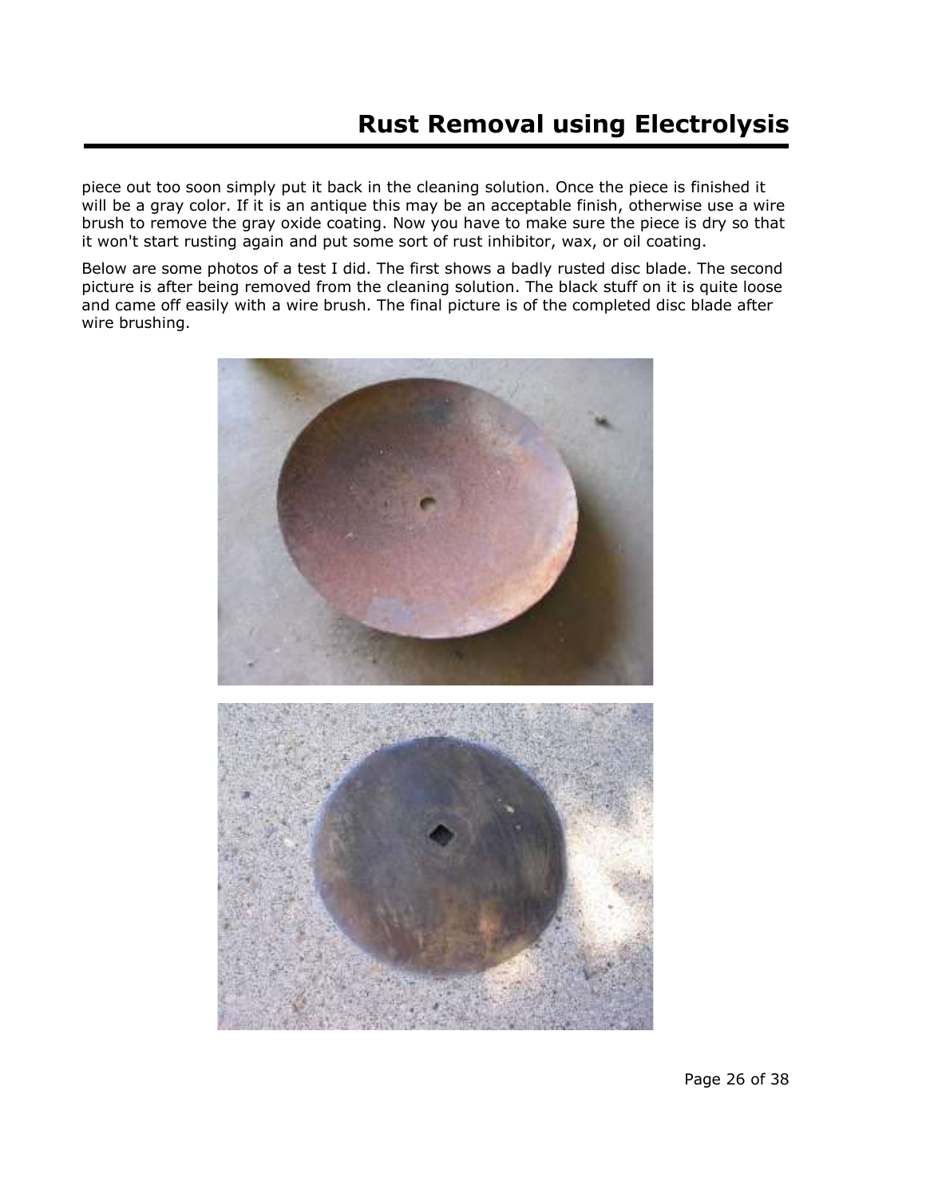piece out too soon simply put it back in the cleaning solution. Once the piece is finished it will be a gray color. If it is an antique this may be an acceptable finish, otherwise use a wire brush to remove the gray oxide coating. Now you have to make sure the piece is dry so that it won't start rusting again and put some sort of rust inhibitor, wax, or oil coating.

Below are some photos of a test I did. The first shows a badly rusted disc blade. The second picture is after being removed from the cleaning solution. The black stuff on it is quite loose and came off easily with a wire brush. The final picture is of the completed disc blade after wire brushing.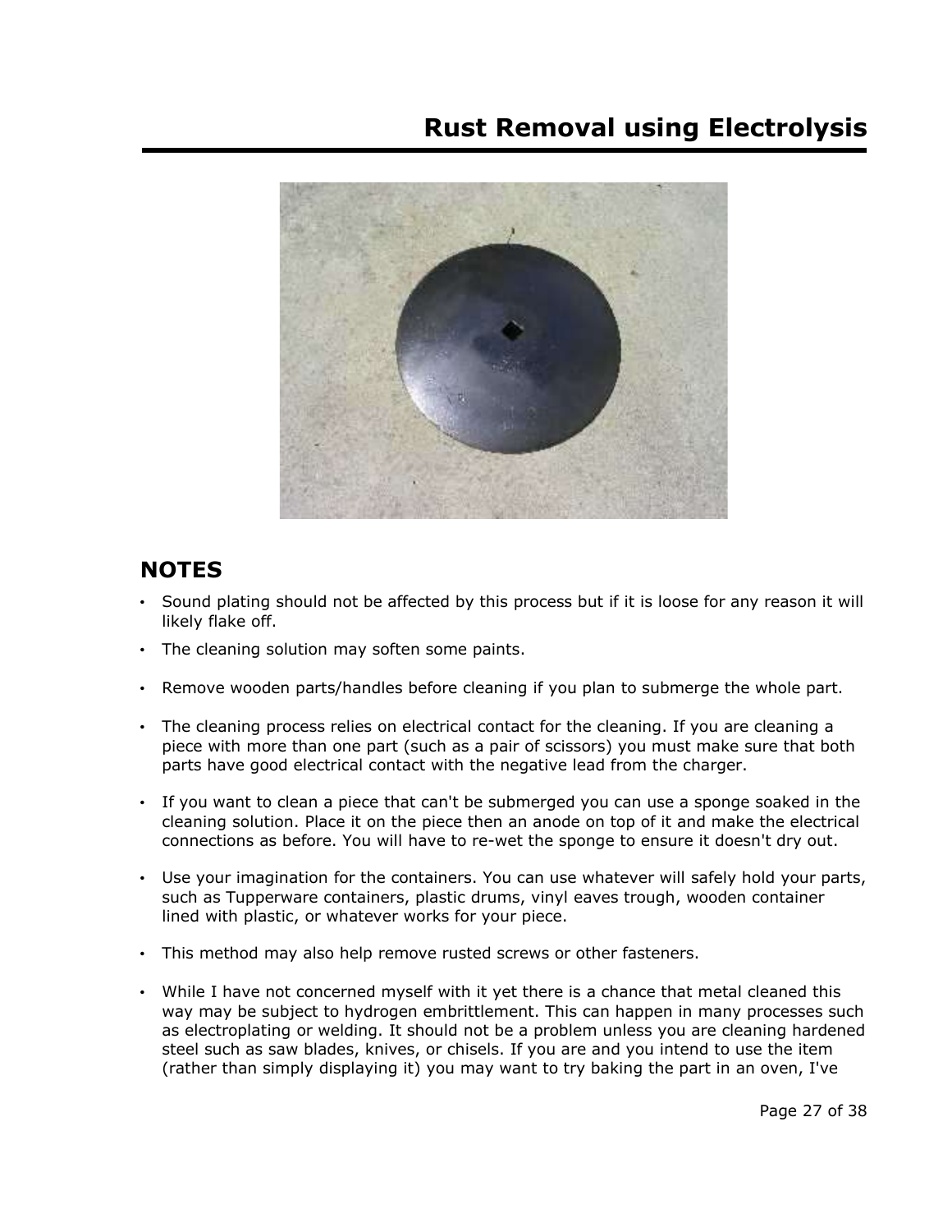# Rust Removal using Electrolysis

## NOTES

- Sound plating should not be affected by this process but if it is loose for any reason it will likely flake off.
- The cleaning solution may soften some paints.
- Remove wooden parts/handles before cleaning if you plan to submerge the whole part.
- The cleaning process relies on electrical contact for the cleaning. If you are cleaning a piece with more than one part (such as a pair of scissors) you must make sure that both parts have good electrical contact with the negative lead from the charger.
- If you want to clean a piece that can't be submerged you can use a sponge soaked in the cleaning solution. Place it on the piece then an anode on top of it and make the electrical connections as before. You will have to re-wet the sponge to ensure it doesn't dry out.
- Use your imagination for the containers. You can use whatever will safely hold your parts, such as Tupperware containers, plastic drums, vinyl eaves trough, wooden container lined with plastic, or whatever works for your piece.
- This method may also help remove rusted screws or other fasteners.
- While I have not concerned myself with it yet there is a chance that metal cleaned this way may be subject to hydrogen embrittlement. This can happen in many processes such as electroplating or welding. It should not be a problem unless you are cleaning hardened steel such as saw blades, knives, or chisels. If you are and you intend to use the item (rather than simply displaying it) you may want to try baking the part in an oven, I've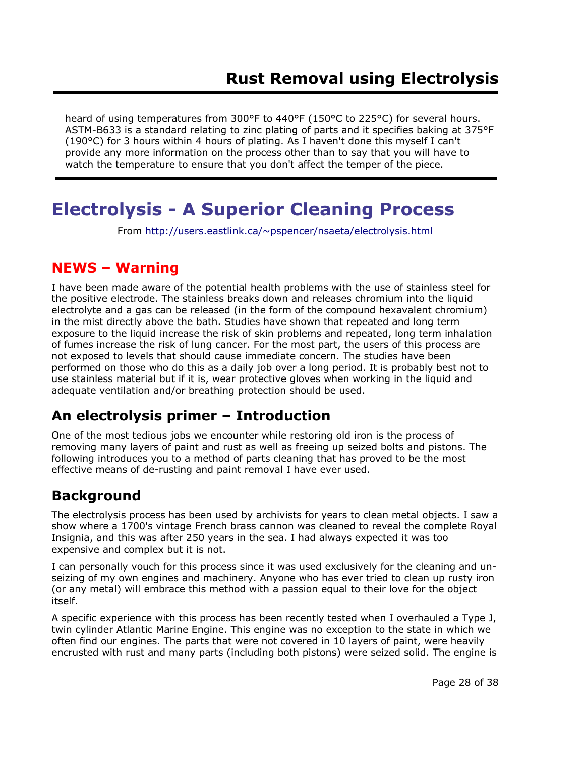heard of using temperatures from 300°F to 440°F (150°C to 225°C) for several hours. ASTM-B633 is a standard relating to zinc plating of parts and it specifies baking at 375°F (190°C) for 3 hours within 4 hours of plating. As I haven't done this myself I can't provide any more information on the process other than to say that you will have to watch the temperature to ensure that you don't affect the temper of the piece.

# Electrolysis - A Superior Cleaning Process

From http://users.eastlink.ca/~pspencer/nsaeta/electrolysis.html

## NEWS – Warning

I have been made aware of the potential health problems with the use of stainless steel for the positive electrode. The stainless breaks down and releases chromium into the liquid electrolyte and a gas can be released (in the form of the compound hexavalent chromium) in the mist directly above the bath. Studies have shown that repeated and long term exposure to the liquid increase the risk of skin problems and repeated, long term inhalation of fumes increase the risk of lung cancer. For the most part, the users of this process are not exposed to levels that should cause immediate concern. The studies have been performed on those who do this as a daily job over a long period. It is probably best not to use stainless material but if it is, wear protective gloves when working in the liquid and adequate ventilation and/or breathing protection should be used.

## An electrolysis primer – Introduction

One of the most tedious jobs we encounter while restoring old iron is the process of removing many layers of paint and rust as well as freeing up seized bolts and pistons. The following introduces you to a method of parts cleaning that has proved to be the most effective means of de-rusting and paint removal I have ever used.

## Background

The electrolysis process has been used by archivists for years to clean metal objects. I saw a show where a 1700's vintage French brass cannon was cleaned to reveal the complete Royal Insignia, and this was after 250 years in the sea. I had always expected it was too expensive and complex but it is not.

I can personally vouch for this process since it was used exclusively for the cleaning and un-seizing of my own engines and machinery. Anyone who has ever tried to clean up rusty iron (or any metal) will embrace this method with a passion equal to their love for the object itself.

A specific experience with this process has been recently tested when I overhauled a Type J, twin cylinder Atlantic Marine Engine. This engine was no exception to the state in which we often find our engines. The parts that were not covered in 10 layers of paint, were heavily encrusted with rust and many parts (including both pistons) were seized solid. The engine is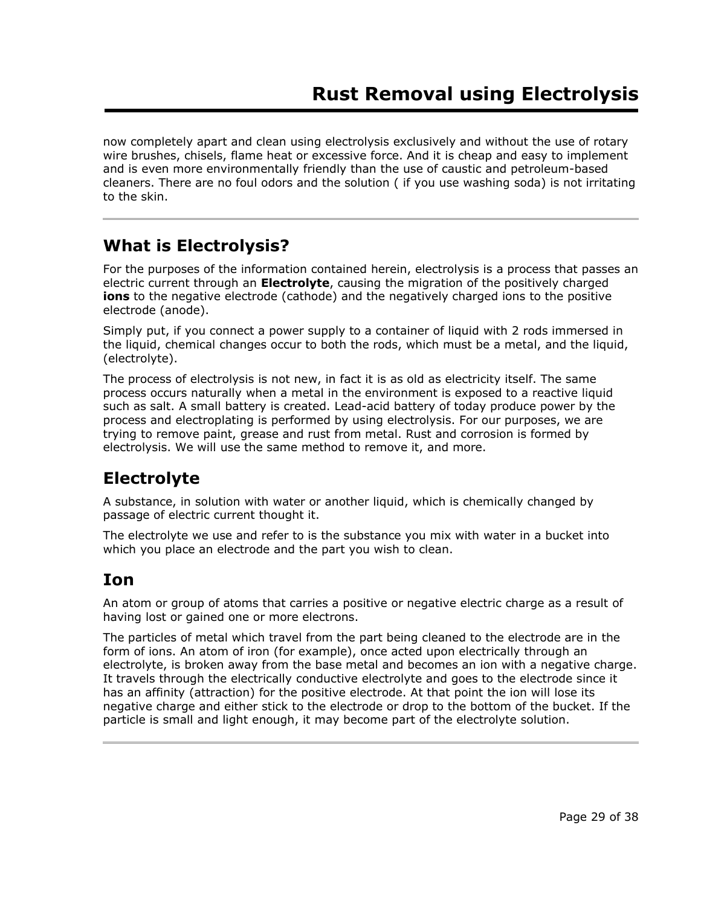now completely apart and clean using electrolysis exclusively and without the use of rotary wire brushes, chisels, flame heat or excessive force. And it is cheap and easy to implement and is even more environmentally friendly than the use of caustic and petroleum-based cleaners. There are no foul odors and the solution ( if you use washing soda) is not irritating to the skin.

---

## What is Electrolysis?

For the purposes of the information contained herein, electrolysis is a process that passes an electric current through an **Electrolyte**, causing the migration of the positively charged **ions** to the negative electrode (cathode) and the negatively charged ions to the positive electrode (anode).

Simply put, if you connect a power supply to a container of liquid with 2 rods immersed in the liquid, chemical changes occur to both the rods, which must be a metal, and the liquid, (electrolyte).

The process of electrolysis is not new, in fact it is as old as electricity itself. The same process occurs naturally when a metal in the environment is exposed to a reactive liquid such as salt. A small battery is created. Lead-acid battery of today produce power by the process and electroplating is performed by using electrolysis. For our purposes, we are trying to remove paint, grease and rust from metal. Rust and corrosion is formed by electrolysis. We will use the same method to remove it, and more.

## Electrolyte

A substance, in solution with water or another liquid, which is chemically changed by passage of electric current thought it.

The electrolyte we use and refer to is the substance you mix with water in a bucket into which you place an electrode and the part you wish to clean.

## Ion

An atom or group of atoms that carries a positive or negative electric charge as a result of having lost or gained one or more electrons.

The particles of metal which travel from the part being cleaned to the electrode are in the form of ions. An atom of iron (for example), once acted upon electrically through an electrolyte, is broken away from the base metal and becomes an ion with a negative charge. It travels through the electrically conductive electrolyte and goes to the electrode since it has an affinity (attraction) for the positive electrode. At that point the ion will lose its negative charge and either stick to the electrode or drop to the bottom of the bucket. If the particle is small and light enough, it may become part of the electrolyte solution.

---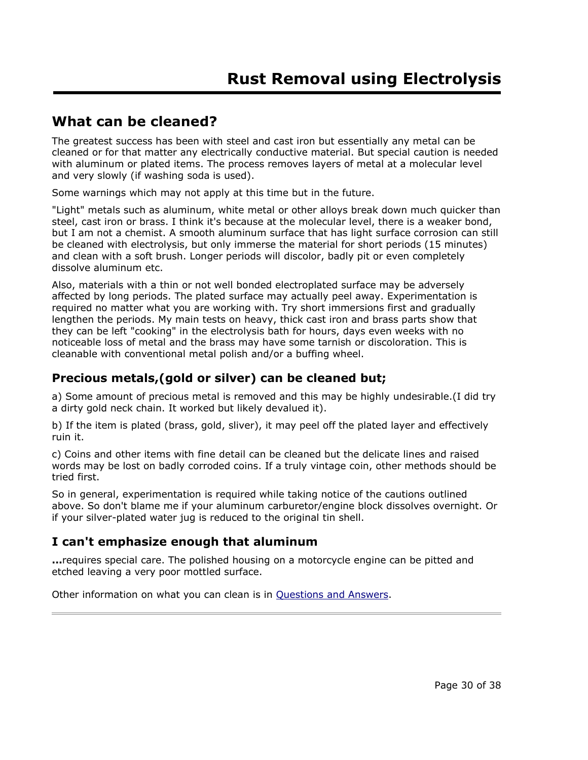# Rust Removal using Electrolysis

## What can be cleaned?

The greatest success has been with steel and cast iron but essentially any metal can be cleaned or for that matter any electrically conductive material. But special caution is needed with aluminum or plated items. The process removes layers of metal at a molecular level and very slowly (if washing soda is used).

Some warnings which may not apply at this time but in the future.

"Light" metals such as aluminum, white metal or other alloys break down much quicker than steel, cast iron or brass. I think it's because at the molecular level, there is a weaker bond, but I am not a chemist. A smooth aluminum surface that has light surface corrosion can still be cleaned with electrolysis, but only immerse the material for short periods (15 minutes) and clean with a soft brush. Longer periods will discolor, badly pit or even completely dissolve aluminum etc.

Also, materials with a thin or not well bonded electroplated surface may be adversely affected by long periods. The plated surface may actually peel away. Experimentation is required no matter what you are working with. Try short immersions first and gradually lengthen the periods. My main tests on heavy, thick cast iron and brass parts show that they can be left "cooking" in the electrolysis bath for hours, days even weeks with no noticeable loss of metal and the brass may have some tarnish or discoloration. This is cleanable with conventional metal polish and/or a buffing wheel.

### Precious metals,(gold or silver) can be cleaned but;

a) Some amount of precious metal is removed and this may be highly undesirable.(I did try a dirty gold neck chain. It worked but likely devalued it).

b) If the item is plated (brass, gold, sliver), it may peel off the plated layer and effectively ruin it.

c) Coins and other items with fine detail can be cleaned but the delicate lines and raised words may be lost on badly corroded coins. If a truly vintage coin, other methods should be tried first.

So in general, experimentation is required while taking notice of the cautions outlined above. So don't blame me if your aluminum carburetor/engine block dissolves overnight. Or if your silver-plated water jug is reduced to the original tin shell.

### I can't emphasize enough that aluminum

**...**requires special care. The polished housing on a motorcycle engine can be pitted and etched leaving a very poor mottled surface.

Other information on what you can clean is in Questions and Answers.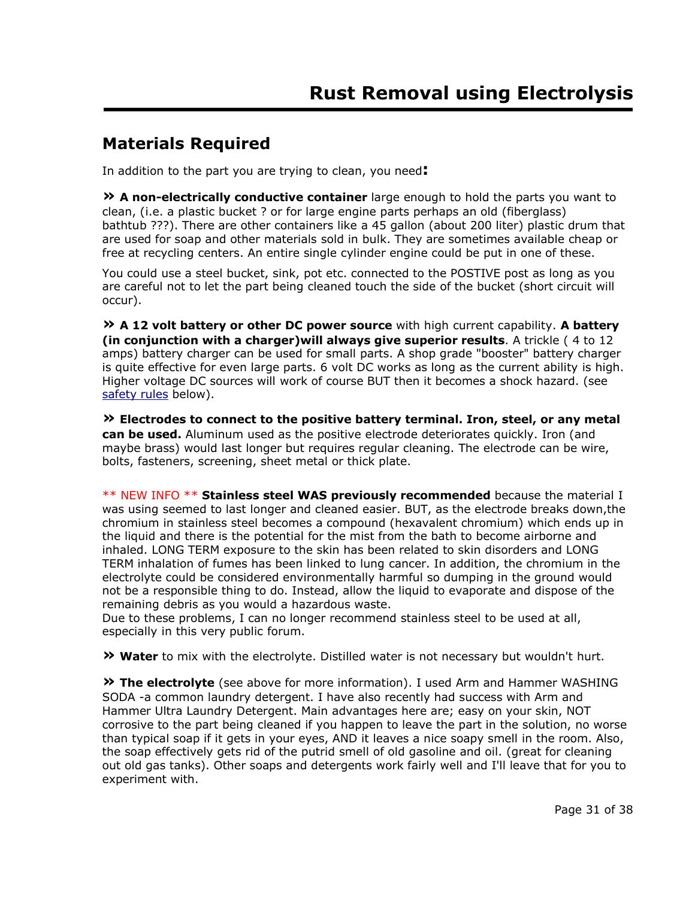# Rust Removal using Electrolysis

## Materials Required

In addition to the part you are trying to clean, you need**:**

» **A non-electrically conductive container** large enough to hold the parts you want to clean, (i.e. a plastic bucket ? or for large engine parts perhaps an old (fiberglass) bathtub ???). There are other containers like a 45 gallon (about 200 liter) plastic drum that are used for soap and other materials sold in bulk. They are sometimes available cheap or free at recycling centers. An entire single cylinder engine could be put in one of these.

You could use a steel bucket, sink, pot etc. connected to the POSTIVE post as long as you are careful not to let the part being cleaned touch the side of the bucket (short circuit will occur).

» **A 12 volt battery or other DC power source** with high current capability. **A battery (in conjunction with a charger)will always give superior results**. A trickle ( 4 to 12 amps) battery charger can be used for small parts. A shop grade "booster" battery charger is quite effective for even large parts. 6 volt DC works as long as the current ability is high. Higher voltage DC sources will work of course BUT then it becomes a shock hazard. (see safety rules below).

» **Electrodes to connect to the positive battery terminal. Iron, steel, or any metal can be used.** Aluminum used as the positive electrode deteriorates quickly. Iron (and maybe brass) would last longer but requires regular cleaning. The electrode can be wire, bolts, fasteners, screening, sheet metal or thick plate.

** NEW INFO ** **Stainless steel WAS previously recommended** because the material I was using seemed to last longer and cleaned easier. BUT, as the electrode breaks down,the chromium in stainless steel becomes a compound (hexavalent chromium) which ends up in the liquid and there is the potential for the mist from the bath to become airborne and inhaled. LONG TERM exposure to the skin has been related to skin disorders and LONG TERM inhalation of fumes has been linked to lung cancer. In addition, the chromium in the electrolyte could be considered environmentally harmful so dumping in the ground would not be a responsible thing to do. Instead, allow the liquid to evaporate and dispose of the remaining debris as you would a hazardous waste.
Due to these problems, I can no longer recommend stainless steel to be used at all, especially in this very public forum.

» **Water** to mix with the electrolyte. Distilled water is not necessary but wouldn't hurt.

» **The electrolyte** (see above for more information). I used Arm and Hammer WASHING SODA -a common laundry detergent. I have also recently had success with Arm and Hammer Ultra Laundry Detergent. Main advantages here are; easy on your skin, NOT corrosive to the part being cleaned if you happen to leave the part in the solution, no worse than typical soap if it gets in your eyes, AND it leaves a nice soapy smell in the room. Also, the soap effectively gets rid of the putrid smell of old gasoline and oil. (great for cleaning out old gas tanks). Other soaps and detergents work fairly well and I'll leave that for you to experiment with.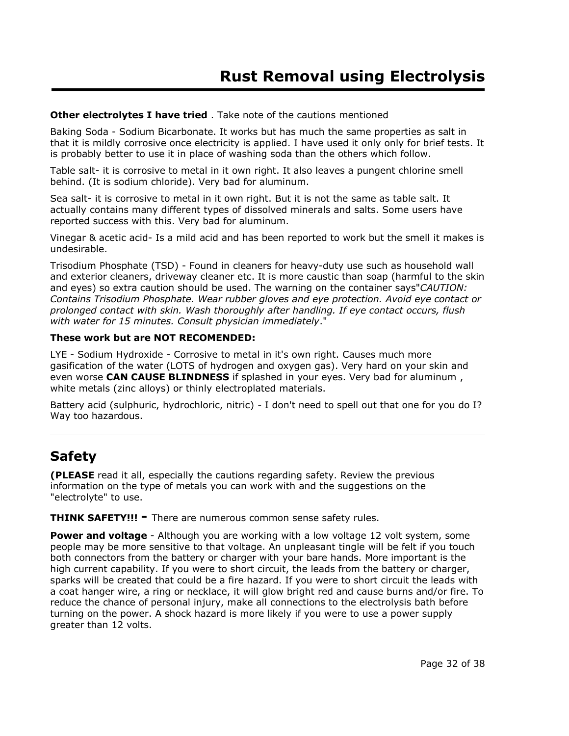**Other electrolytes I have tried** . Take note of the cautions mentioned

Baking Soda - Sodium Bicarbonate. It works but has much the same properties as salt in that it is mildly corrosive once electricity is applied. I have used it only only for brief tests. It is probably better to use it in place of washing soda than the others which follow.

Table salt- it is corrosive to metal in it own right. It also leaves a pungent chlorine smell behind. (It is sodium chloride). Very bad for aluminum.

Sea salt- it is corrosive to metal in it own right. But it is not the same as table salt. It actually contains many different types of dissolved minerals and salts. Some users have reported success with this. Very bad for aluminum.

Vinegar & acetic acid- Is a mild acid and has been reported to work but the smell it makes is undesirable.

Trisodium Phosphate (TSD) - Found in cleaners for heavy-duty use such as household wall and exterior cleaners, driveway cleaner etc. It is more caustic than soap (harmful to the skin and eyes) so extra caution should be used. The warning on the container says"*CAUTION: Contains Trisodium Phosphate. Wear rubber gloves and eye protection. Avoid eye contact or prolonged contact with skin. Wash thoroughly after handling. If eye contact occurs, flush with water for 15 minutes. Consult physician immediately*."

**These work but are NOT RECOMENDED:**

LYE - Sodium Hydroxide - Corrosive to metal in it's own right. Causes much more gasification of the water (LOTS of hydrogen and oxygen gas). Very hard on your skin and even worse **CAN CAUSE BLINDNESS** if splashed in your eyes. Very bad for aluminum , white metals (zinc alloys) or thinly electroplated materials.

Battery acid (sulphuric, hydrochloric, nitric) - I don't need to spell out that one for you do I? Way too hazardous.

---

## Safety

**(PLEASE** read it all, especially the cautions regarding safety. Review the previous information on the type of metals you can work with and the suggestions on the "electrolyte" to use.

**THINK SAFETY!!! -** There are numerous common sense safety rules.

**Power and voltage** - Although you are working with a low voltage 12 volt system, some people may be more sensitive to that voltage. An unpleasant tingle will be felt if you touch both connectors from the battery or charger with your bare hands. More important is the high current capability. If you were to short circuit, the leads from the battery or charger, sparks will be created that could be a fire hazard. If you were to short circuit the leads with a coat hanger wire, a ring or necklace, it will glow bright red and cause burns and/or fire. To reduce the chance of personal injury, make all connections to the electrolysis bath before turning on the power. A shock hazard is more likely if you were to use a power supply greater than 12 volts.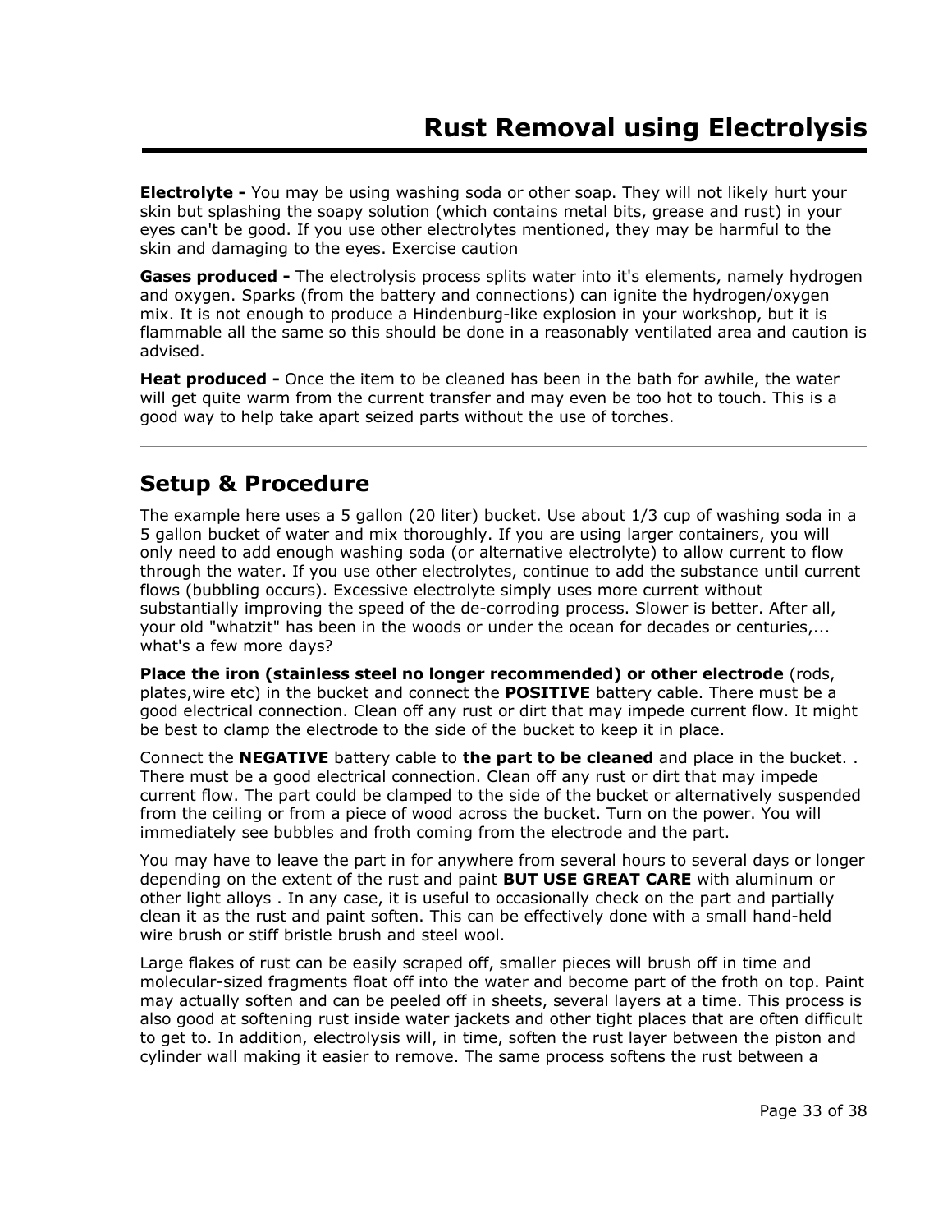# Rust Removal using Electrolysis

**Electrolyte -** You may be using washing soda or other soap. They will not likely hurt your skin but splashing the soapy solution (which contains metal bits, grease and rust) in your eyes can't be good. If you use other electrolytes mentioned, they may be harmful to the skin and damaging to the eyes. Exercise caution

**Gases produced -** The electrolysis process splits water into it's elements, namely hydrogen and oxygen. Sparks (from the battery and connections) can ignite the hydrogen/oxygen mix. It is not enough to produce a Hindenburg-like explosion in your workshop, but it is flammable all the same so this should be done in a reasonably ventilated area and caution is advised.

**Heat produced -** Once the item to be cleaned has been in the bath for awhile, the water will get quite warm from the current transfer and may even be too hot to touch. This is a good way to help take apart seized parts without the use of torches.

---

## Setup & Procedure

The example here uses a 5 gallon (20 liter) bucket. Use about 1/3 cup of washing soda in a 5 gallon bucket of water and mix thoroughly. If you are using larger containers, you will only need to add enough washing soda (or alternative electrolyte) to allow current to flow through the water. If you use other electrolytes, continue to add the substance until current flows (bubbling occurs). Excessive electrolyte simply uses more current without substantially improving the speed of the de-corroding process. Slower is better. After all, your old "whatzit" has been in the woods or under the ocean for decades or centuries,... what's a few more days?

**Place the iron (stainless steel no longer recommended) or other electrode** (rods, plates,wire etc) in the bucket and connect the **POSITIVE** battery cable. There must be a good electrical connection. Clean off any rust or dirt that may impede current flow. It might be best to clamp the electrode to the side of the bucket to keep it in place.

Connect the **NEGATIVE** battery cable to **the part to be cleaned** and place in the bucket. . There must be a good electrical connection. Clean off any rust or dirt that may impede current flow. The part could be clamped to the side of the bucket or alternatively suspended from the ceiling or from a piece of wood across the bucket. Turn on the power. You will immediately see bubbles and froth coming from the electrode and the part.

You may have to leave the part in for anywhere from several hours to several days or longer depending on the extent of the rust and paint **BUT USE GREAT CARE** with aluminum or other light alloys . In any case, it is useful to occasionally check on the part and partially clean it as the rust and paint soften. This can be effectively done with a small hand-held wire brush or stiff bristle brush and steel wool.

Large flakes of rust can be easily scraped off, smaller pieces will brush off in time and molecular-sized fragments float off into the water and become part of the froth on top. Paint may actually soften and can be peeled off in sheets, several layers at a time. This process is also good at softening rust inside water jackets and other tight places that are often difficult to get to. In addition, electrolysis will, in time, soften the rust layer between the piston and cylinder wall making it easier to remove. The same process softens the rust between a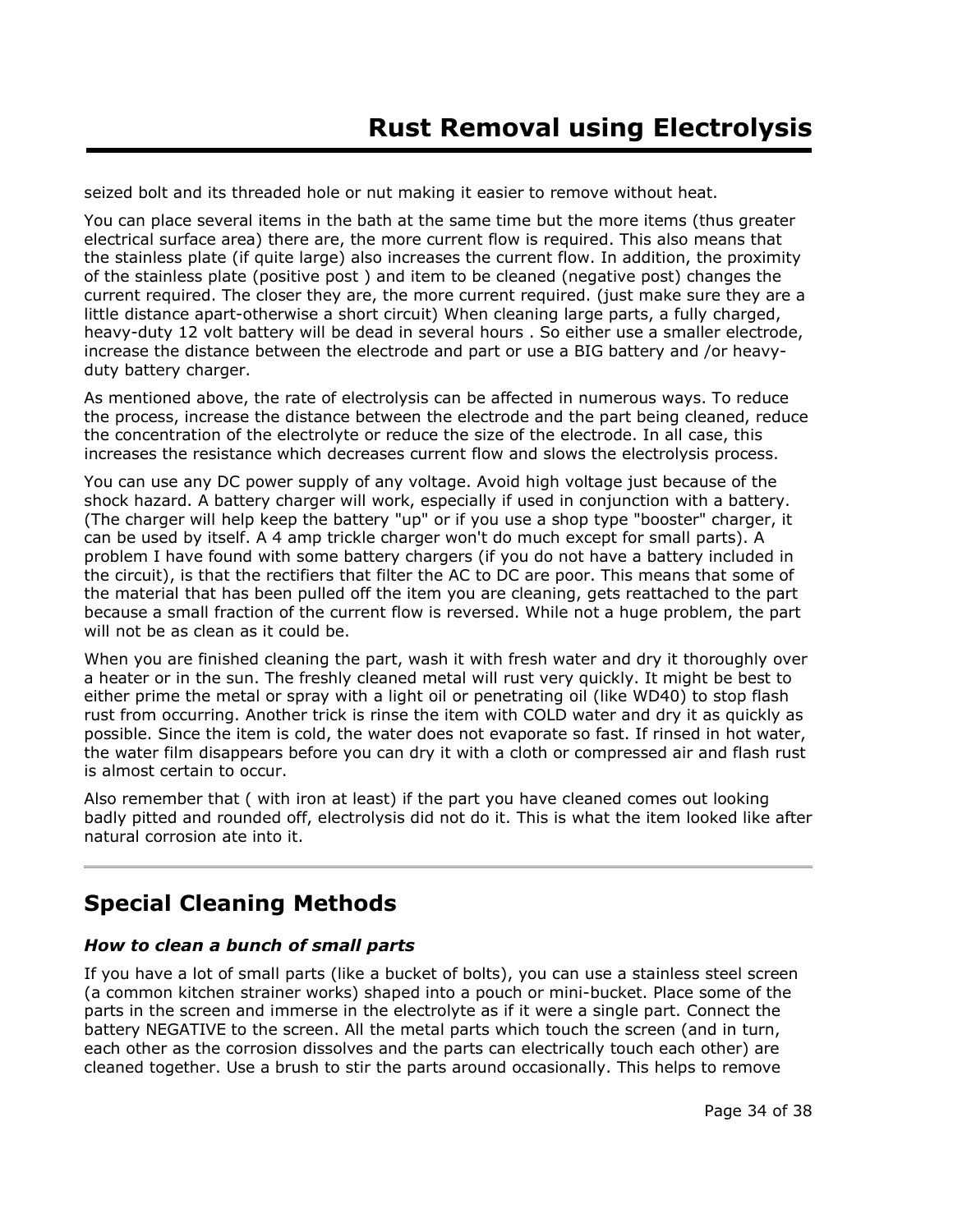seized bolt and its threaded hole or nut making it easier to remove without heat.

You can place several items in the bath at the same time but the more items (thus greater electrical surface area) there are, the more current flow is required. This also means that the stainless plate (if quite large) also increases the current flow. In addition, the proximity of the stainless plate (positive post ) and item to be cleaned (negative post) changes the current required. The closer they are, the more current required. (just make sure they are a little distance apart-otherwise a short circuit) When cleaning large parts, a fully charged, heavy-duty 12 volt battery will be dead in several hours . So either use a smaller electrode, increase the distance between the electrode and part or use a BIG battery and /or heavy-duty battery charger.

As mentioned above, the rate of electrolysis can be affected in numerous ways. To reduce the process, increase the distance between the electrode and the part being cleaned, reduce the concentration of the electrolyte or reduce the size of the electrode. In all case, this increases the resistance which decreases current flow and slows the electrolysis process.

You can use any DC power supply of any voltage. Avoid high voltage just because of the shock hazard. A battery charger will work, especially if used in conjunction with a battery. (The charger will help keep the battery "up" or if you use a shop type "booster" charger, it can be used by itself. A 4 amp trickle charger won't do much except for small parts). A problem I have found with some battery chargers (if you do not have a battery included in the circuit), is that the rectifiers that filter the AC to DC are poor. This means that some of the material that has been pulled off the item you are cleaning, gets reattached to the part because a small fraction of the current flow is reversed. While not a huge problem, the part will not be as clean as it could be.

When you are finished cleaning the part, wash it with fresh water and dry it thoroughly over a heater or in the sun. The freshly cleaned metal will rust very quickly. It might be best to either prime the metal or spray with a light oil or penetrating oil (like WD40) to stop flash rust from occurring. Another trick is rinse the item with COLD water and dry it as quickly as possible. Since the item is cold, the water does not evaporate so fast. If rinsed in hot water, the water film disappears before you can dry it with a cloth or compressed air and flash rust is almost certain to occur.

Also remember that ( with iron at least) if the part you have cleaned comes out looking badly pitted and rounded off, electrolysis did not do it. This is what the item looked like after natural corrosion ate into it.

---

## Special Cleaning Methods

### ***How to clean a bunch of small parts***

If you have a lot of small parts (like a bucket of bolts), you can use a stainless steel screen (a common kitchen strainer works) shaped into a pouch or mini-bucket. Place some of the parts in the screen and immerse in the electrolyte as if it were a single part. Connect the battery NEGATIVE to the screen. All the metal parts which touch the screen (and in turn, each other as the corrosion dissolves and the parts can electrically touch each other) are cleaned together. Use a brush to stir the parts around occasionally. This helps to remove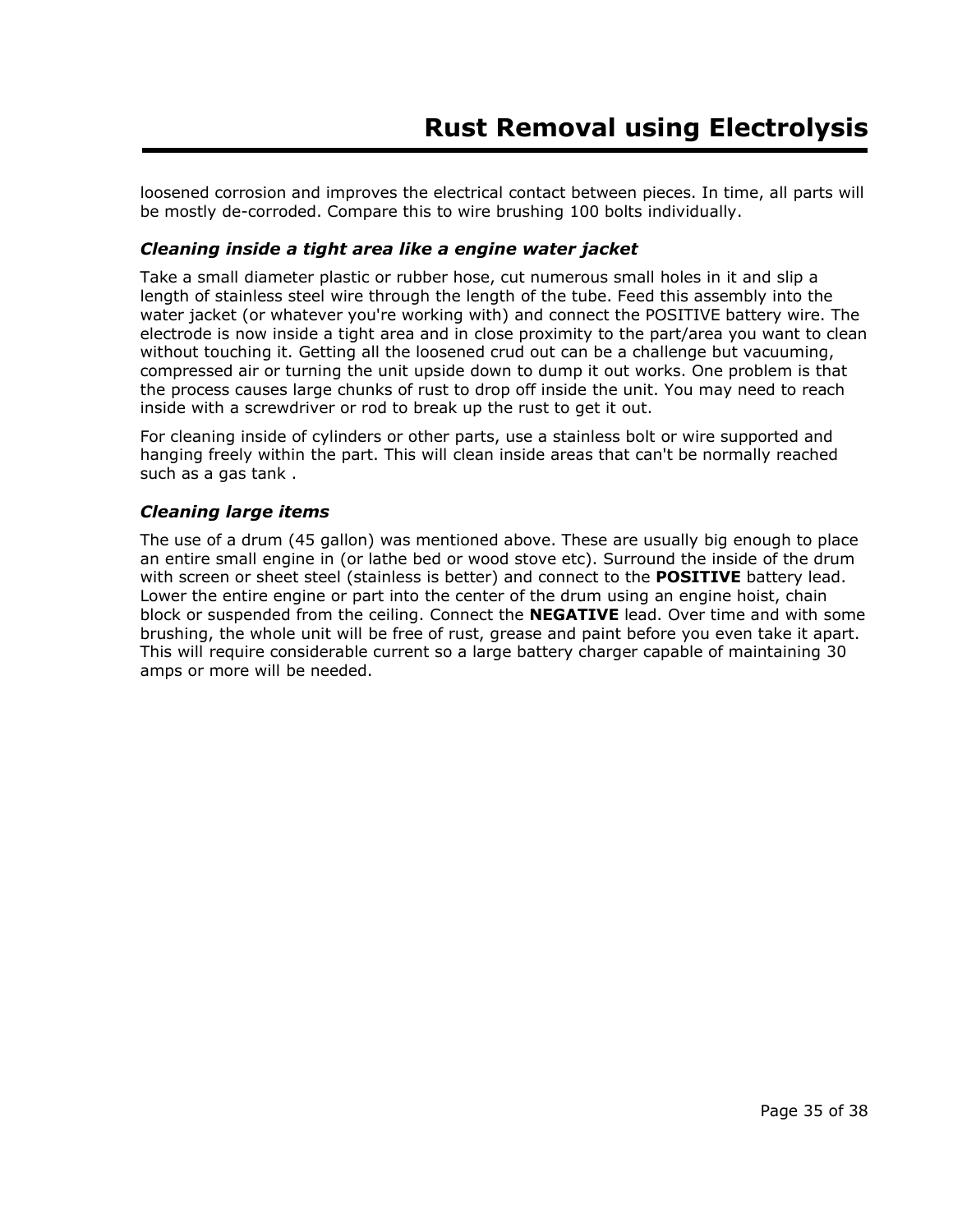loosened corrosion and improves the electrical contact between pieces. In time, all parts will be mostly de-corroded. Compare this to wire brushing 100 bolts individually.

### *Cleaning inside a tight area like a engine water jacket*

Take a small diameter plastic or rubber hose, cut numerous small holes in it and slip a length of stainless steel wire through the length of the tube. Feed this assembly into the water jacket (or whatever you're working with) and connect the POSITIVE battery wire. The electrode is now inside a tight area and in close proximity to the part/area you want to clean without touching it. Getting all the loosened crud out can be a challenge but vacuuming, compressed air or turning the unit upside down to dump it out works. One problem is that the process causes large chunks of rust to drop off inside the unit. You may need to reach inside with a screwdriver or rod to break up the rust to get it out.

For cleaning inside of cylinders or other parts, use a stainless bolt or wire supported and hanging freely within the part. This will clean inside areas that can't be normally reached such as a gas tank .

### *Cleaning large items*

The use of a drum (45 gallon) was mentioned above. These are usually big enough to place an entire small engine in (or lathe bed or wood stove etc). Surround the inside of the drum with screen or sheet steel (stainless is better) and connect to the **POSITIVE** battery lead. Lower the entire engine or part into the center of the drum using an engine hoist, chain block or suspended from the ceiling. Connect the **NEGATIVE** lead. Over time and with some brushing, the whole unit will be free of rust, grease and paint before you even take it apart. This will require considerable current so a large battery charger capable of maintaining 30 amps or more will be needed.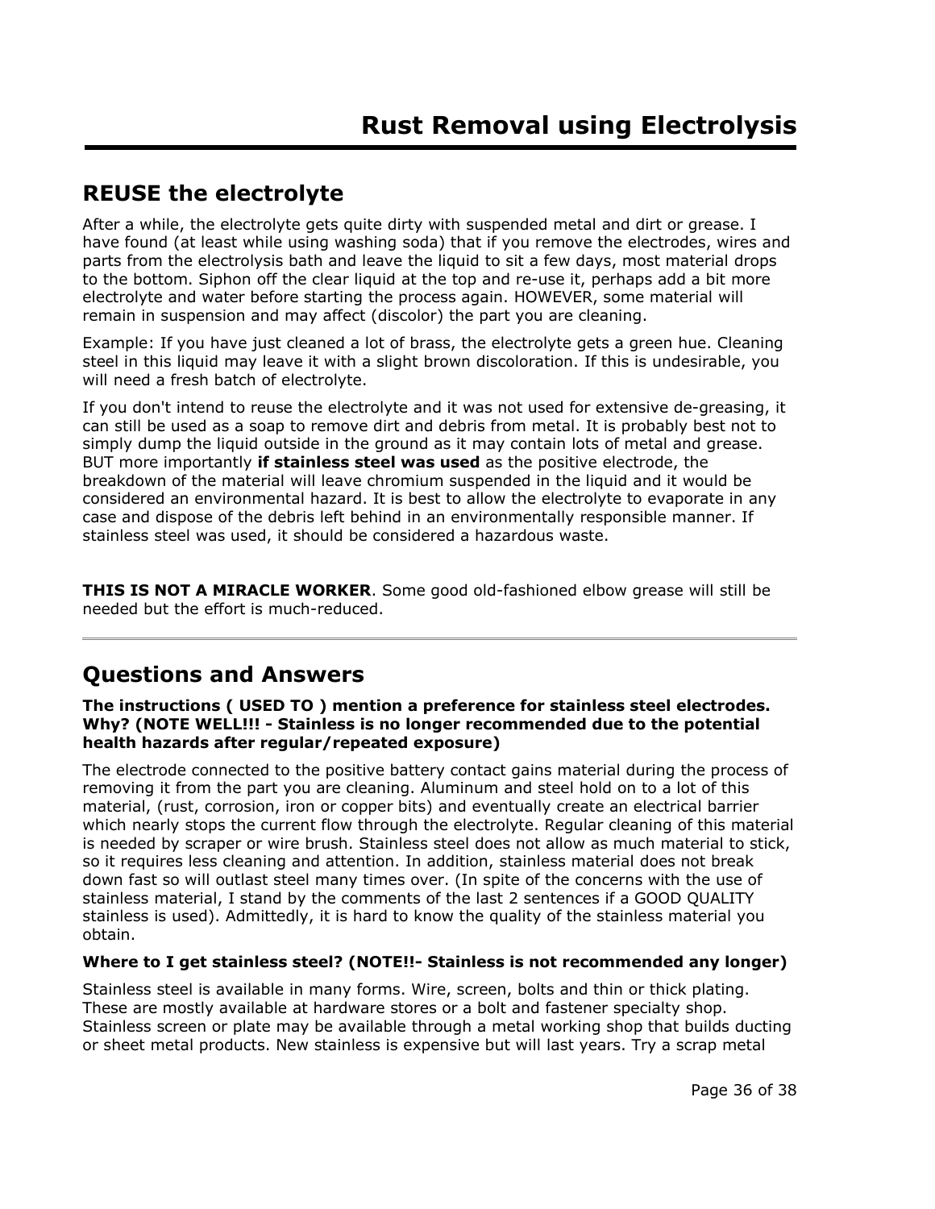## REUSE the electrolyte

After a while, the electrolyte gets quite dirty with suspended metal and dirt or grease. I have found (at least while using washing soda) that if you remove the electrodes, wires and parts from the electrolysis bath and leave the liquid to sit a few days, most material drops to the bottom. Siphon off the clear liquid at the top and re-use it, perhaps add a bit more electrolyte and water before starting the process again. HOWEVER, some material will remain in suspension and may affect (discolor) the part you are cleaning.

Example: If you have just cleaned a lot of brass, the electrolyte gets a green hue. Cleaning steel in this liquid may leave it with a slight brown discoloration. If this is undesirable, you will need a fresh batch of electrolyte.

If you don't intend to reuse the electrolyte and it was not used for extensive de-greasing, it can still be used as a soap to remove dirt and debris from metal. It is probably best not to simply dump the liquid outside in the ground as it may contain lots of metal and grease. BUT more importantly **if stainless steel was used** as the positive electrode, the breakdown of the material will leave chromium suspended in the liquid and it would be considered an environmental hazard. It is best to allow the electrolyte to evaporate in any case and dispose of the debris left behind in an environmentally responsible manner. If stainless steel was used, it should be considered a hazardous waste.

**THIS IS NOT A MIRACLE WORKER**. Some good old-fashioned elbow grease will still be needed but the effort is much-reduced.

---

## Questions and Answers

**The instructions ( USED TO ) mention a preference for stainless steel electrodes. Why? (NOTE WELL!!! - Stainless is no longer recommended due to the potential health hazards after regular/repeated exposure)**

The electrode connected to the positive battery contact gains material during the process of removing it from the part you are cleaning. Aluminum and steel hold on to a lot of this material, (rust, corrosion, iron or copper bits) and eventually create an electrical barrier which nearly stops the current flow through the electrolyte. Regular cleaning of this material is needed by scraper or wire brush. Stainless steel does not allow as much material to stick, so it requires less cleaning and attention. In addition, stainless material does not break down fast so will outlast steel many times over. (In spite of the concerns with the use of stainless material, I stand by the comments of the last 2 sentences if a GOOD QUALITY stainless is used). Admittedly, it is hard to know the quality of the stainless material you obtain.

**Where to I get stainless steel? (NOTE!!- Stainless is not recommended any longer)**

Stainless steel is available in many forms. Wire, screen, bolts and thin or thick plating. These are mostly available at hardware stores or a bolt and fastener specialty shop. Stainless screen or plate may be available through a metal working shop that builds ducting or sheet metal products. New stainless is expensive but will last years. Try a scrap metal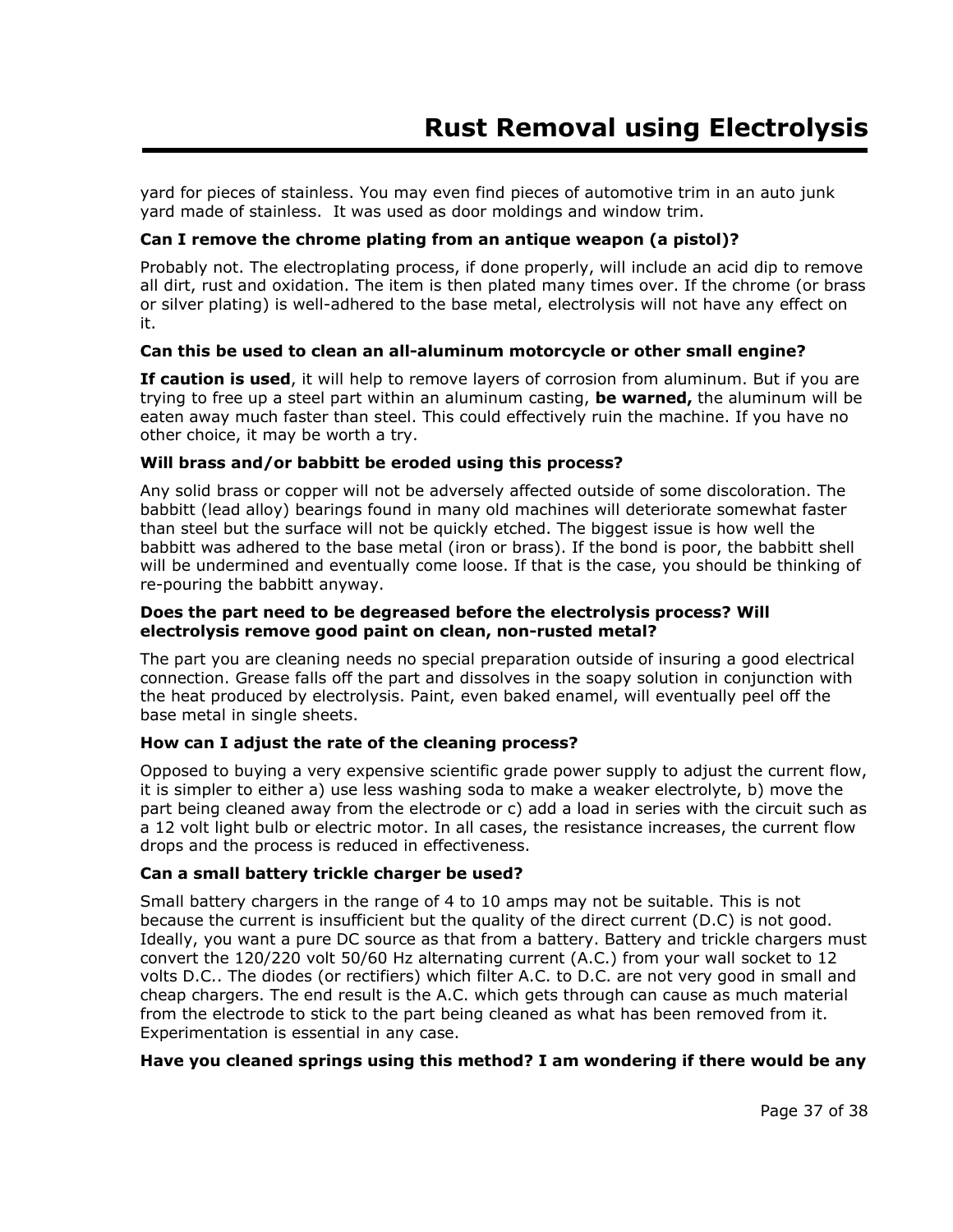yard for pieces of stainless. You may even find pieces of automotive trim in an auto junk yard made of stainless.  It was used as door moldings and window trim.

**Can I remove the chrome plating from an antique weapon (a pistol)?**

Probably not. The electroplating process, if done properly, will include an acid dip to remove all dirt, rust and oxidation. The item is then plated many times over. If the chrome (or brass or silver plating) is well-adhered to the base metal, electrolysis will not have any effect on it.

**Can this be used to clean an all-aluminum motorcycle or other small engine?**

**If caution is used**, it will help to remove layers of corrosion from aluminum. But if you are trying to free up a steel part within an aluminum casting, **be warned,** the aluminum will be eaten away much faster than steel. This could effectively ruin the machine. If you have no other choice, it may be worth a try.

**Will brass and/or babbitt be eroded using this process?**

Any solid brass or copper will not be adversely affected outside of some discoloration. The babbitt (lead alloy) bearings found in many old machines will deteriorate somewhat faster than steel but the surface will not be quickly etched. The biggest issue is how well the babbitt was adhered to the base metal (iron or brass). If the bond is poor, the babbitt shell will be undermined and eventually come loose. If that is the case, you should be thinking of re-pouring the babbitt anyway.

**Does the part need to be degreased before the electrolysis process? Will electrolysis remove good paint on clean, non-rusted metal?**

The part you are cleaning needs no special preparation outside of insuring a good electrical connection. Grease falls off the part and dissolves in the soapy solution in conjunction with the heat produced by electrolysis. Paint, even baked enamel, will eventually peel off the base metal in single sheets.

**How can I adjust the rate of the cleaning process?**

Opposed to buying a very expensive scientific grade power supply to adjust the current flow, it is simpler to either a) use less washing soda to make a weaker electrolyte, b) move the part being cleaned away from the electrode or c) add a load in series with the circuit such as a 12 volt light bulb or electric motor. In all cases, the resistance increases, the current flow drops and the process is reduced in effectiveness.

**Can a small battery trickle charger be used?**

Small battery chargers in the range of 4 to 10 amps may not be suitable. This is not because the current is insufficient but the quality of the direct current (D.C) is not good. Ideally, you want a pure DC source as that from a battery. Battery and trickle chargers must convert the 120/220 volt 50/60 Hz alternating current (A.C.) from your wall socket to 12 volts D.C.. The diodes (or rectifiers) which filter A.C. to D.C. are not very good in small and cheap chargers. The end result is the A.C. which gets through can cause as much material from the electrode to stick to the part being cleaned as what has been removed from it. Experimentation is essential in any case.

**Have you cleaned springs using this method? I am wondering if there would be any**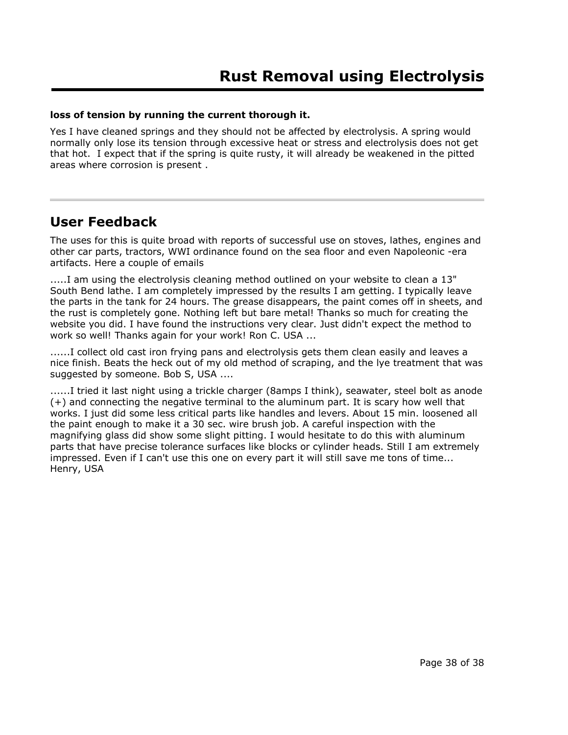**loss of tension by running the current thorough it.**

Yes I have cleaned springs and they should not be affected by electrolysis. A spring would normally only lose its tension through excessive heat or stress and electrolysis does not get that hot.  I expect that if the spring is quite rusty, it will already be weakened in the pitted areas where corrosion is present .

---

## User Feedback

The uses for this is quite broad with reports of successful use on stoves, lathes, engines and other car parts, tractors, WWI ordinance found on the sea floor and even Napoleonic -era artifacts. Here a couple of emails

.....I am using the electrolysis cleaning method outlined on your website to clean a 13" South Bend lathe. I am completely impressed by the results I am getting. I typically leave the parts in the tank for 24 hours. The grease disappears, the paint comes off in sheets, and the rust is completely gone. Nothing left but bare metal! Thanks so much for creating the website you did. I have found the instructions very clear. Just didn't expect the method to work so well! Thanks again for your work! Ron C. USA ...

......I collect old cast iron frying pans and electrolysis gets them clean easily and leaves a nice finish. Beats the heck out of my old method of scraping, and the lye treatment that was suggested by someone. Bob S, USA ....

......I tried it last night using a trickle charger (8amps I think), seawater, steel bolt as anode (+) and connecting the negative terminal to the aluminum part. It is scary how well that works. I just did some less critical parts like handles and levers. About 15 min. loosened all the paint enough to make it a 30 sec. wire brush job. A careful inspection with the magnifying glass did show some slight pitting. I would hesitate to do this with aluminum parts that have precise tolerance surfaces like blocks or cylinder heads. Still I am extremely impressed. Even if I can't use this one on every part it will still save me tons of time... Henry, USA